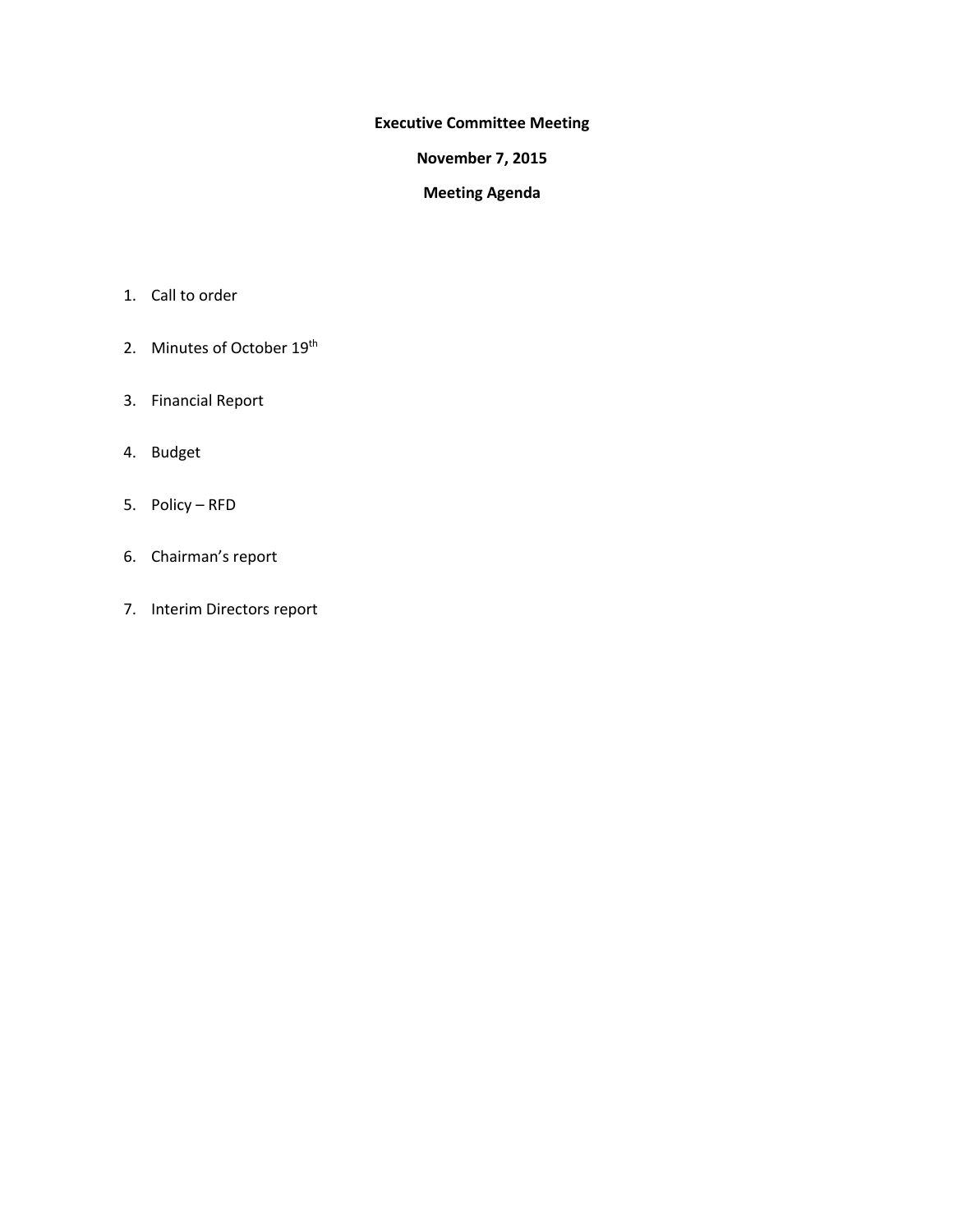**Executive Committee Meeting**

**November 7, 2015**

**Meeting Agenda**

1. Call to order
2. Minutes of October 19th
3. Financial Report
4. Budget
5. Policy – RFD
6. Chairman's report
7. Interim Directors report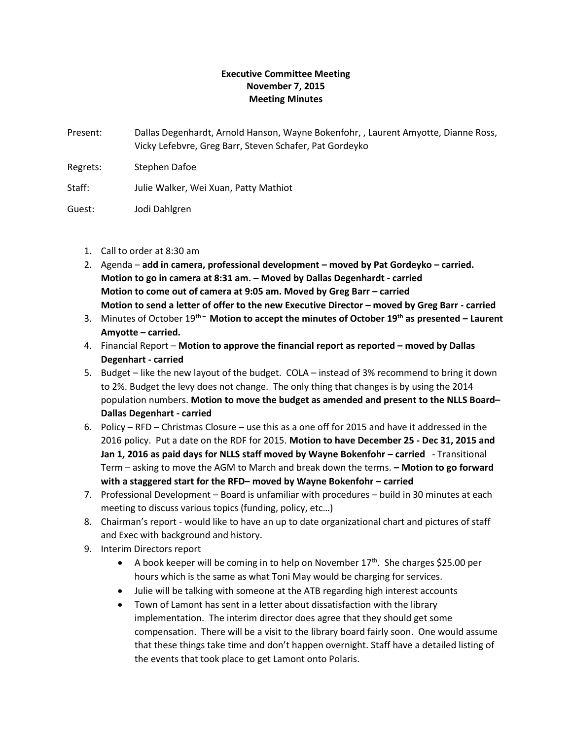**Executive Committee Meeting**
**November 7, 2015**
**Meeting Minutes**

Present: Dallas Degenhardt, Arnold Hanson, Wayne Bokenfohr, , Laurent Amyotte, Dianne Ross, Vicky Lefebvre, Greg Barr, Steven Schafer, Pat Gordeyko

Regrets: Stephen Dafoe

Staff: Julie Walker, Wei Xuan, Patty Mathiot

Guest: Jodi Dahlgren

1. Call to order at 8:30 am
2. Agenda – **add in camera, professional development – moved by Pat Gordeyko – carried.**
   **Motion to go in camera at 8:31 am. – Moved by Dallas Degenhardt - carried**
   **Motion to come out of camera at 9:05 am. Moved by Greg Barr – carried**
   **Motion to send a letter of offer to the new Executive Director – moved by Greg Barr - carried**
3. Minutes of October 19th – **Motion to accept the minutes of October 19th as presented – Laurent Amyotte – carried.**
4. Financial Report – **Motion to approve the financial report as reported – moved by Dallas Degenhart - carried**
5. Budget – like the new layout of the budget. COLA – instead of 3% recommend to bring it down to 2%. Budget the levy does not change. The only thing that changes is by using the 2014 population numbers. **Motion to move the budget as amended and present to the NLLS Board– Dallas Degenhart - carried**
6. Policy – RFD – Christmas Closure – use this as a one off for 2015 and have it addressed in the 2016 policy. Put a date on the RDF for 2015. **Motion to have December 25 - Dec 31, 2015 and Jan 1, 2016 as paid days for NLLS staff moved by Wayne Bokenfohr – carried** - Transitional Term – asking to move the AGM to March and break down the terms. **– Motion to go forward with a staggered start for the RFD– moved by Wayne Bokenfohr – carried**
7. Professional Development – Board is unfamiliar with procedures – build in 30 minutes at each meeting to discuss various topics (funding, policy, etc…)
8. Chairman's report - would like to have an up to date organizational chart and pictures of staff and Exec with background and history.
9. Interim Directors report
   - A book keeper will be coming in to help on November 17th. She charges $25.00 per hours which is the same as what Toni May would be charging for services.
   - Julie will be talking with someone at the ATB regarding high interest accounts
   - Town of Lamont has sent in a letter about dissatisfaction with the library implementation. The interim director does agree that they should get some compensation. There will be a visit to the library board fairly soon. One would assume that these things take time and don't happen overnight. Staff have a detailed listing of the events that took place to get Lamont onto Polaris.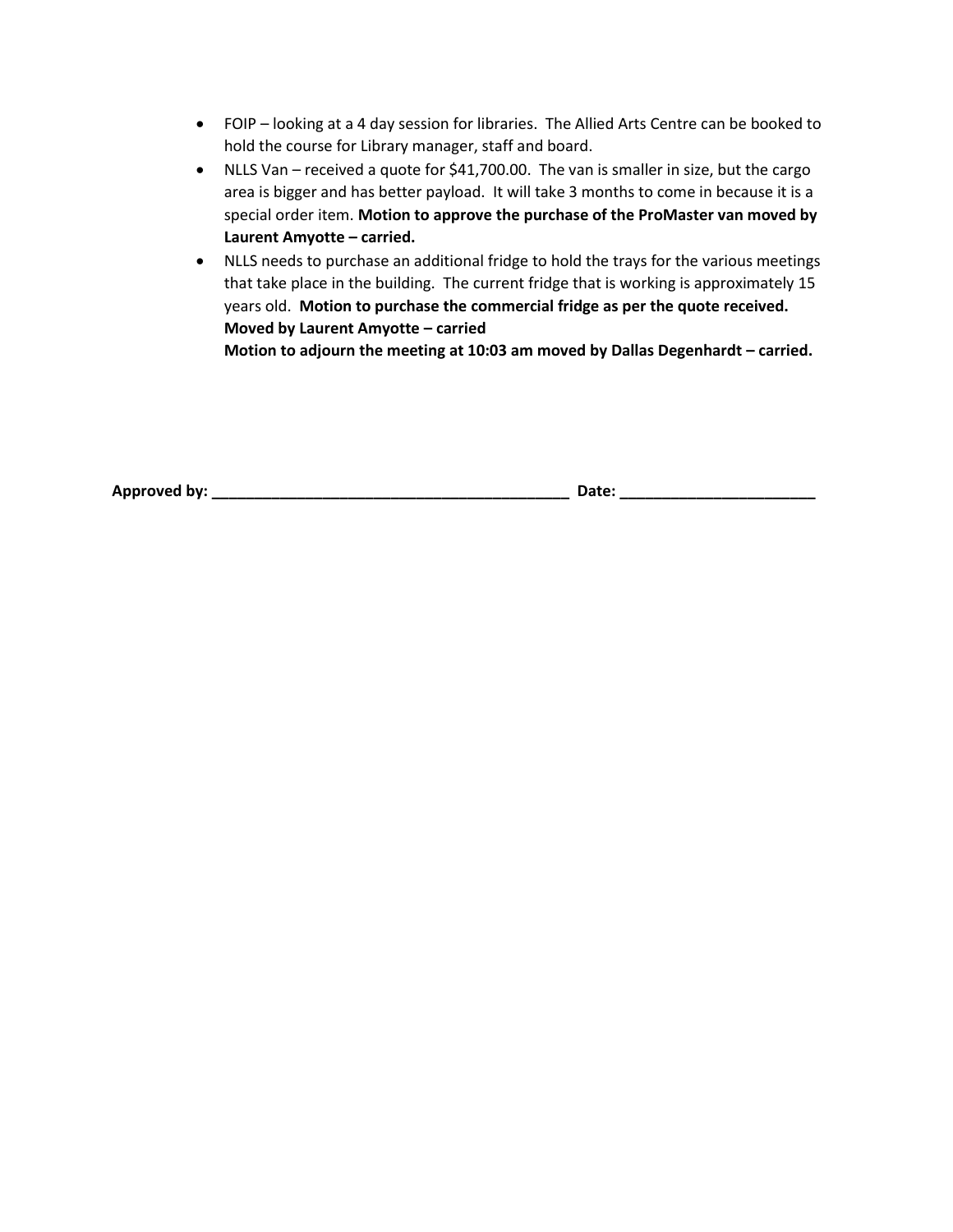- FOIP – looking at a 4 day session for libraries. The Allied Arts Centre can be booked to hold the course for Library manager, staff and board.
- NLLS Van – received a quote for $41,700.00. The van is smaller in size, but the cargo area is bigger and has better payload. It will take 3 months to come in because it is a special order item. **Motion to approve the purchase of the ProMaster van moved by Laurent Amyotte – carried.**
- NLLS needs to purchase an additional fridge to hold the trays for the various meetings that take place in the building. The current fridge that is working is approximately 15 years old. **Motion to purchase the commercial fridge as per the quote received. Moved by Laurent Amyotte – carried**

  **Motion to adjourn the meeting at 10:03 am moved by Dallas Degenhardt – carried.**

**Approved by: ___________________________________________ Date: _______________________**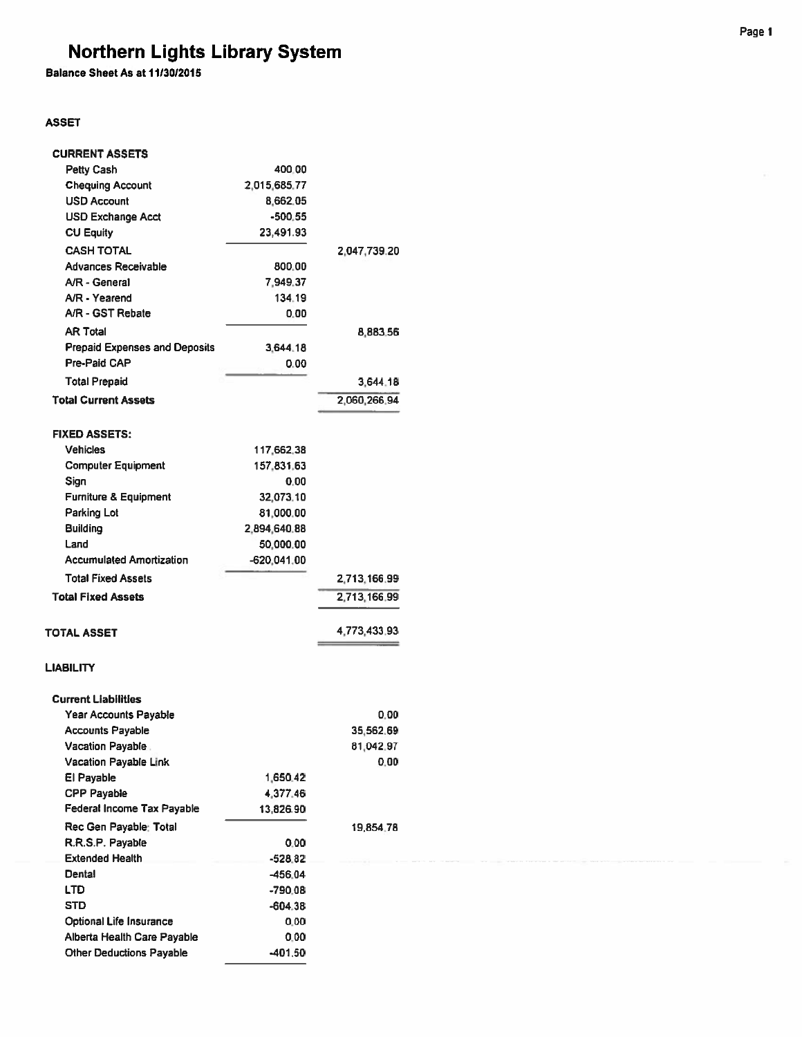# Northern Lights Library System

**Balance Sheet As at 11/30/2015**

## ASSET

| | | |
|---|---|---|
| **CURRENT ASSETS** | | |
| Petty Cash | 400.00 | |
| Chequing Account | 2,015,685.77 | |
| USD Account | 8,662.05 | |
| USD Exchange Acct | -500.55 | |
| CU Equity | 23,491.93 | |
| CASH TOTAL | | 2,047,739.20 |
| Advances Receivable | 800.00 | |
| A/R - General | 7,949.37 | |
| A/R - Yearend | 134.19 | |
| A/R - GST Rebate | 0.00 | |
| AR Total | | 8,883.56 |
| Prepaid Expenses and Deposits | 3,644.18 | |
| Pre-Paid CAP | 0.00 | |
| Total Prepaid | | 3,644.18 |
| **Total Current Assets** | | 2,060,266.94 |
| | | |
| **FIXED ASSETS:** | | |
| Vehicles | 117,662.38 | |
| Computer Equipment | 157,831.63 | |
| Sign | 0.00 | |
| Furniture & Equipment | 32,073.10 | |
| Parking Lot | 81,000.00 | |
| Building | 2,894,640.88 | |
| Land | 50,000.00 | |
| Accumulated Amortization | -620,041.00 | |
| Total Fixed Assets | | 2,713,166.99 |
| **Total Fixed Assets** | | 2,713,166.99 |
| | | |
| **TOTAL ASSET** | | 4,773,433.93 |

## LIABILITY

| | | |
|---|---|---|
| **Current Liabilities** | | |
| Year Accounts Payable | | 0.00 |
| Accounts Payable | | 35,562.69 |
| Vacation Payable | | 81,042.97 |
| Vacation Payable Link | | 0.00 |
| EI Payable | 1,650.42 | |
| CPP Payable | 4,377.46 | |
| Federal Income Tax Payable | 13,826.90 | |
| Rec Gen Payable: Total | | 19,854.78 |
| R.R.S.P. Payable | 0.00 | |
| Extended Health | -528.82 | |
| Dental | -456.04 | |
| LTD | -790.08 | |
| STD | -604.38 | |
| Optional Life Insurance | 0.00 | |
| Alberta Health Care Payable | 0.00 | |
| Other Deductions Payable | -401.50 | |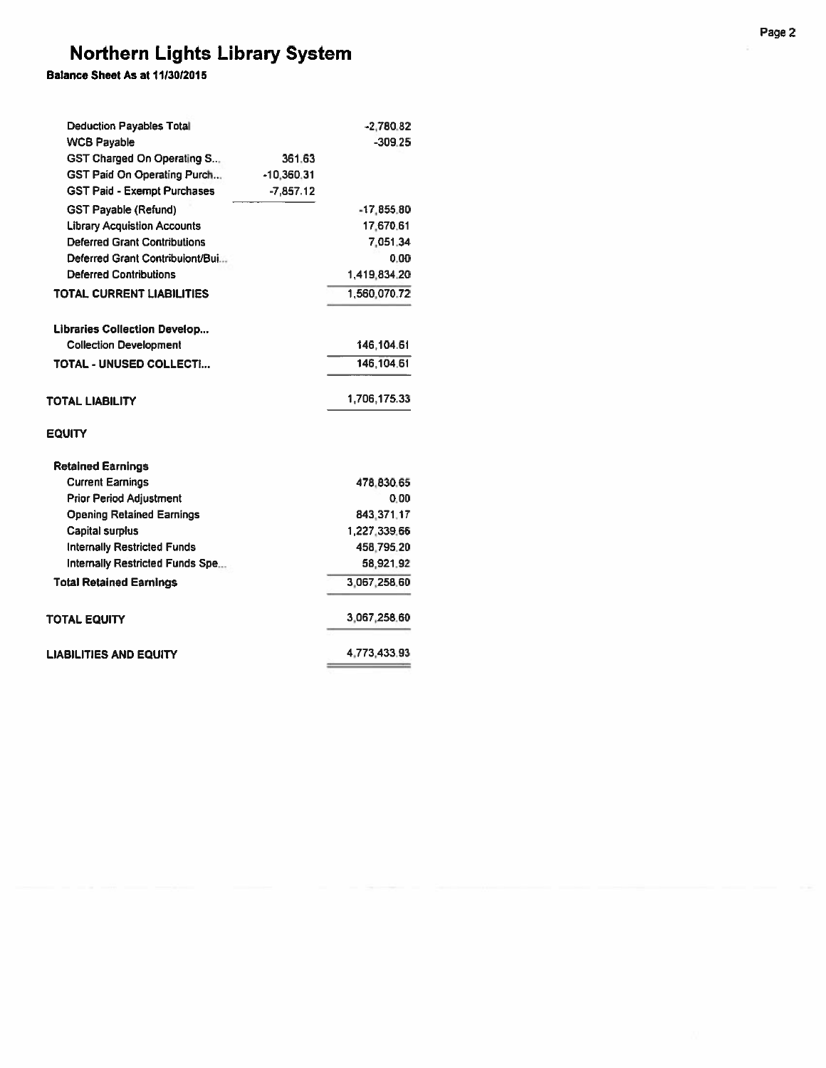# Northern Lights Library System

**Balance Sheet As at 11/30/2015**

| | | |
|---|---|---|
| Deduction Payables Total | | -2,780.82 |
| WCB Payable | | -309.25 |
| GST Charged On Operating S... | 361.63 | |
| GST Paid On Operating Purch... | -10,360.31 | |
| GST Paid - Exempt Purchases | -7,857.12 | |
| GST Payable (Refund) | | -17,855.80 |
| Library Acquistion Accounts | | 17,670.61 |
| Deferred Grant Contributions | | 7,051.34 |
| Deferred Grant Contribuiont/Bui... | | 0.00 |
| Deferred Contributions | | 1,419,834.20 |
| **TOTAL CURRENT LIABILITIES** | | 1,560,070.72 |
| | | |
| **Libraries Collection Develop...** | | |
| Collection Development | | 146,104.61 |
| **TOTAL - UNUSED COLLECTI...** | | 146,104.61 |
| | | |
| **TOTAL LIABILITY** | | 1,706,175.33 |
| | | |
| **EQUITY** | | |
| | | |
| **Retained Earnings** | | |
| Current Earnings | | 478,830.65 |
| Prior Period Adjustment | | 0.00 |
| Opening Retained Earnings | | 843,371.17 |
| Capital surplus | | 1,227,339.66 |
| Internally Restricted Funds | | 458,795.20 |
| Internally Restricted Funds Spe... | | 58,921.92 |
| **Total Retained Earnings** | | 3,067,258.60 |
| | | |
| **TOTAL EQUITY** | | 3,067,258.60 |
| | | |
| **LIABILITIES AND EQUITY** | | 4,773,433.93 |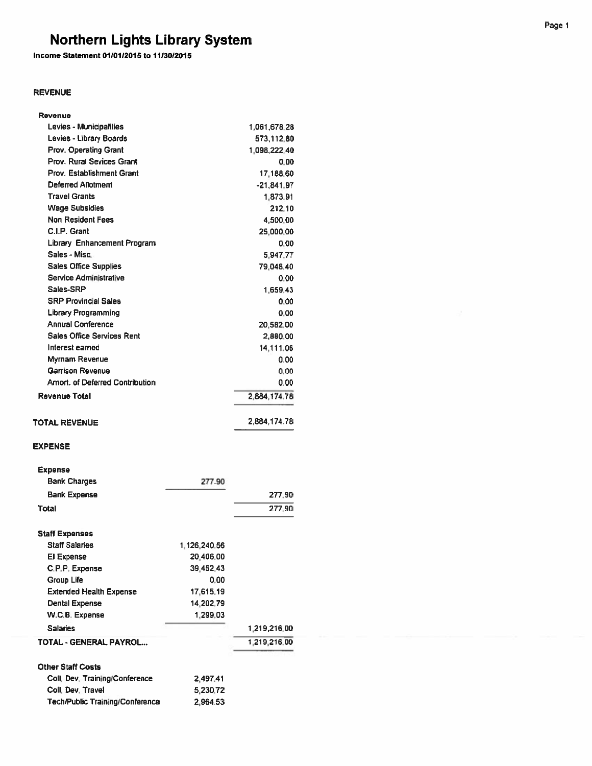# Northern Lights Library System

**Income Statement 01/01/2015 to 11/30/2015**

## REVENUE

| | | |
|---|---|---|
| **Revenue** | | |
| Levies - Municipalities | | 1,061,678.28 |
| Levies - Library Boards | | 573,112.80 |
| Prov. Operating Grant | | 1,098,222.40 |
| Prov. Rural Sevices Grant | | 0.00 |
| Prov. Establishment Grant | | 17,188.60 |
| Deferred Allotment | | -21,841.97 |
| Travel Grants | | 1,873.91 |
| Wage Subsidies | | 212.10 |
| Non Resident Fees | | 4,500.00 |
| C.I.P. Grant | | 25,000.00 |
| Library Enhancement Program | | 0.00 |
| Sales - Misc. | | 5,947.77 |
| Sales Office Supplies | | 79,048.40 |
| Service Administrative | | 0.00 |
| Sales-SRP | | 1,659.43 |
| SRP Provincial Sales | | 0.00 |
| Library Programming | | 0.00 |
| Annual Conference | | 20,582.00 |
| Sales Office Services Rent | | 2,880.00 |
| Interest earned | | 14,111.06 |
| Myrnam Revenue | | 0.00 |
| Garrison Revenue | | 0.00 |
| Amort. of Deferred Contribution | | 0.00 |
| **Revenue Total** | | 2,884,174.78 |
| **TOTAL REVENUE** | | 2,884,174.78 |

## EXPENSE

| | | |
|---|---|---|
| **Expense** | | |
| Bank Charges | 277.90 | |
| Bank Expense | | 277.90 |
| **Total** | | 277.90 |
| **Staff Expenses** | | |
| Staff Salaries | 1,126,240.56 | |
| EI Expense | 20,406.00 | |
| C.P.P. Expense | 39,452.43 | |
| Group Life | 0.00 | |
| Extended Health Expense | 17,615.19 | |
| Dental Expense | 14,202.79 | |
| W.C.B. Expense | 1,299.03 | |
| Salaries | | 1,219,216.00 |
| **TOTAL - GENERAL PAYROL...** | | 1,219,216.00 |
| **Other Staff Costs** | | |
| Coll. Dev. Training/Conference | 2,497.41 | |
| Coll. Dev. Travel | 5,230.72 | |
| Tech/Public Training/Conference | 2,964.53 | |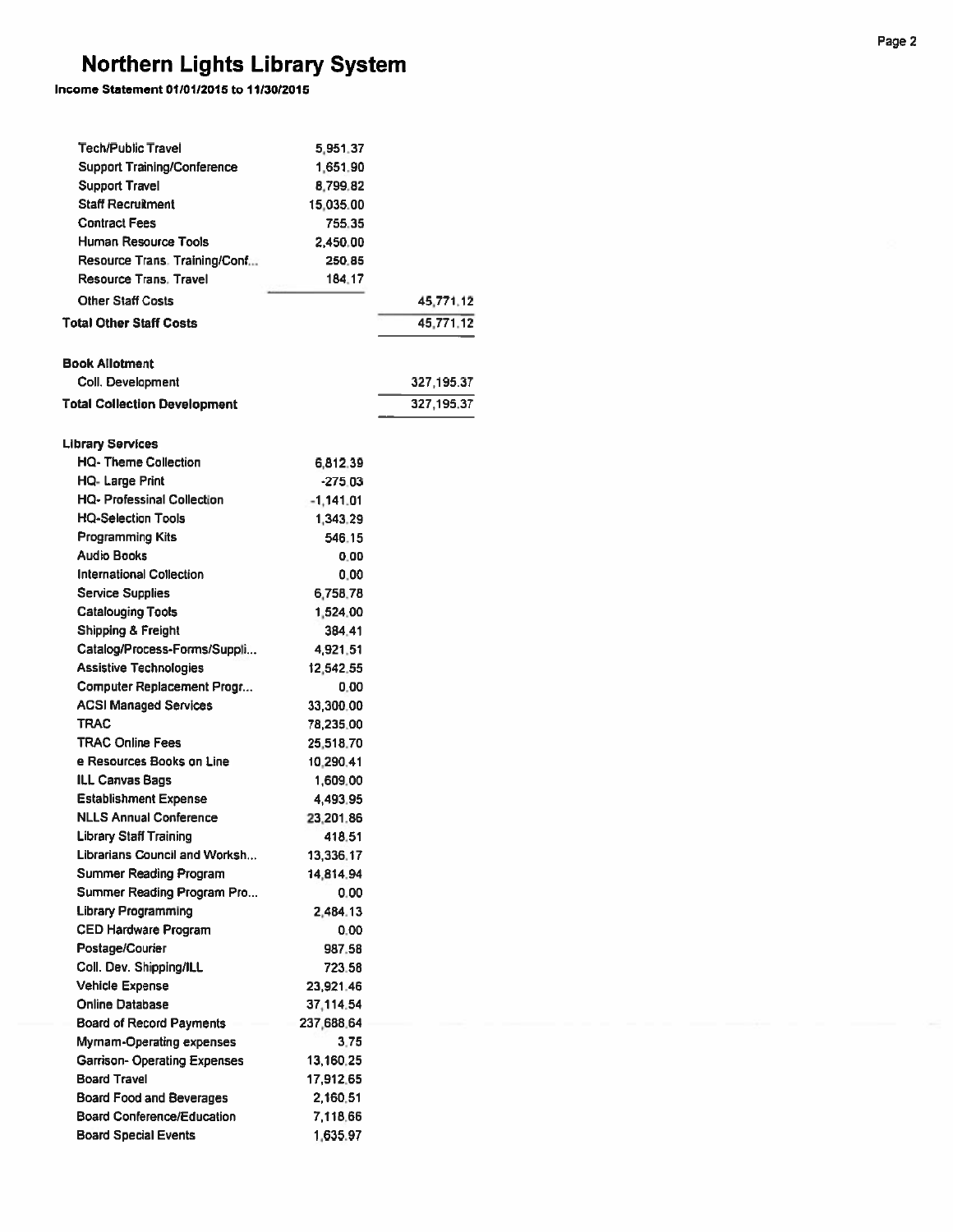# Northern Lights Library System

**Income Statement 01/01/2015 to 11/30/2015**

| | | |
|---|---|---|
| Tech/Public Travel | 5,951.37 | |
| Support Training/Conference | 1,651.90 | |
| Support Travel | 8,799.82 | |
| Staff Recruitment | 15,035.00 | |
| Contract Fees | 755.35 | |
| Human Resource Tools | 2,450.00 | |
| Resource Trans. Training/Conf... | 250.85 | |
| Resource Trans. Travel | 184.17 | |
| Other Staff Costs | | 45,771.12 |
| **Total Other Staff Costs** | | 45,771.12 |
| **Book Allotment** | | |
| Coll. Development | | 327,195.37 |
| **Total Collection Development** | | 327,195.37 |
| **Library Services** | | |
| HQ- Theme Collection | 6,812.39 | |
| HQ- Large Print | -275.03 | |
| HQ- Professinal Collection | -1,141.01 | |
| HQ-Selection Tools | 1,343.29 | |
| Programming Kits | 546.15 | |
| Audio Books | 0.00 | |
| International Collection | 0.00 | |
| Service Supplies | 6,758.78 | |
| Catalouging Tools | 1,524.00 | |
| Shipping & Freight | 384.41 | |
| Catalog/Process-Forms/Suppli... | 4,921.51 | |
| Assistive Technologies | 12,542.55 | |
| Computer Replacement Progr... | 0.00 | |
| ACSI Managed Services | 33,300.00 | |
| TRAC | 78,235.00 | |
| TRAC Online Fees | 25,518.70 | |
| e Resources Books on Line | 10,290.41 | |
| ILL Canvas Bags | 1,609.00 | |
| Establishment Expense | 4,493.95 | |
| NLLS Annual Conference | 23,201.86 | |
| Library Staff Training | 418.51 | |
| Librarians Council and Worksh... | 13,336.17 | |
| Summer Reading Program | 14,814.94 | |
| Summer Reading Program Pro... | 0.00 | |
| Library Programming | 2,484.13 | |
| CED Hardware Program | 0.00 | |
| Postage/Courier | 987.58 | |
| Coll. Dev. Shipping/ILL | 723.58 | |
| Vehicle Expense | 23,921.46 | |
| Online Database | 37,114.54 | |
| Board of Record Payments | 237,688.64 | |
| Myrnam-Operating expenses | 3.75 | |
| Garrison- Operating Expenses | 13,160.25 | |
| Board Travel | 17,912.65 | |
| Board Food and Beverages | 2,160.51 | |
| Board Conference/Education | 7,118.66 | |
| Board Special Events | 1,635.97 | |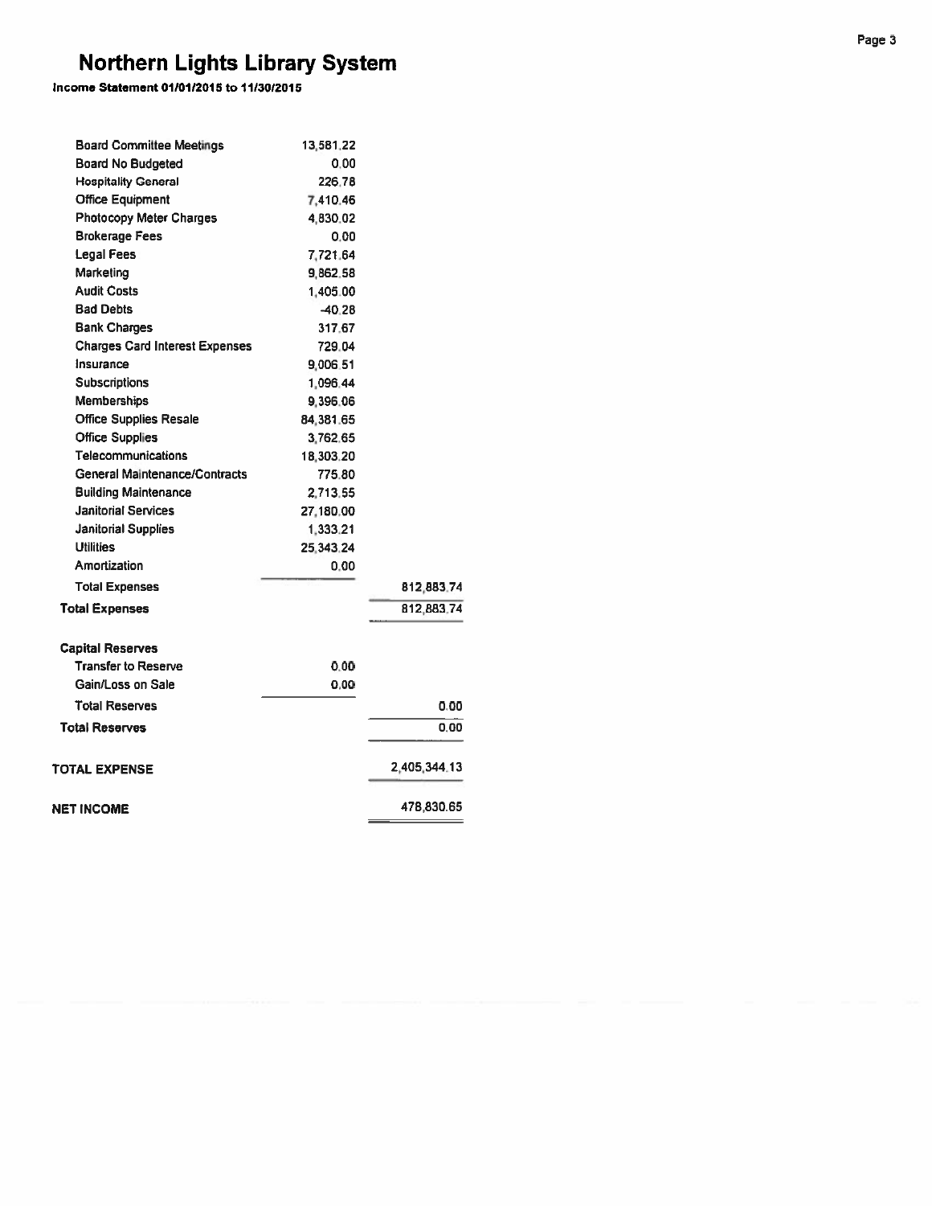# Northern Lights Library System

**Income Statement 01/01/2015 to 11/30/2015**

| | | |
|---|---|---|
| Board Committee Meetings | 13,581.22 | |
| Board No Budgeted | 0.00 | |
| Hospitality General | 226.78 | |
| Office Equipment | 7,410.46 | |
| Photocopy Meter Charges | 4,830.02 | |
| Brokerage Fees | 0.00 | |
| Legal Fees | 7,721.64 | |
| Marketing | 9,862.58 | |
| Audit Costs | 1,405.00 | |
| Bad Debts | -40.28 | |
| Bank Charges | 317.67 | |
| Charges Card Interest Expenses | 729.04 | |
| Insurance | 9,006.51 | |
| Subscriptions | 1,096.44 | |
| Memberships | 9,396.06 | |
| Office Supplies Resale | 84,381.65 | |
| Office Supplies | 3,762.65 | |
| Telecommunications | 18,303.20 | |
| General Maintenance/Contracts | 775.80 | |
| Building Maintenance | 2,713.55 | |
| Janitorial Services | 27,180.00 | |
| Janitorial Supplies | 1,333.21 | |
| Utilities | 25,343.24 | |
| Amortization | 0.00 | |
| Total Expenses | | 812,883.74 |
| **Total Expenses** | | 812,883.74 |
| **Capital Reserves** | | |
| Transfer to Reserve | 0.00 | |
| Gain/Loss on Sale | 0.00 | |
| Total Reserves | | 0.00 |
| **Total Reserves** | | 0.00 |
| **TOTAL EXPENSE** | | 2,405,344.13 |
| **NET INCOME** | | 478,830.65 |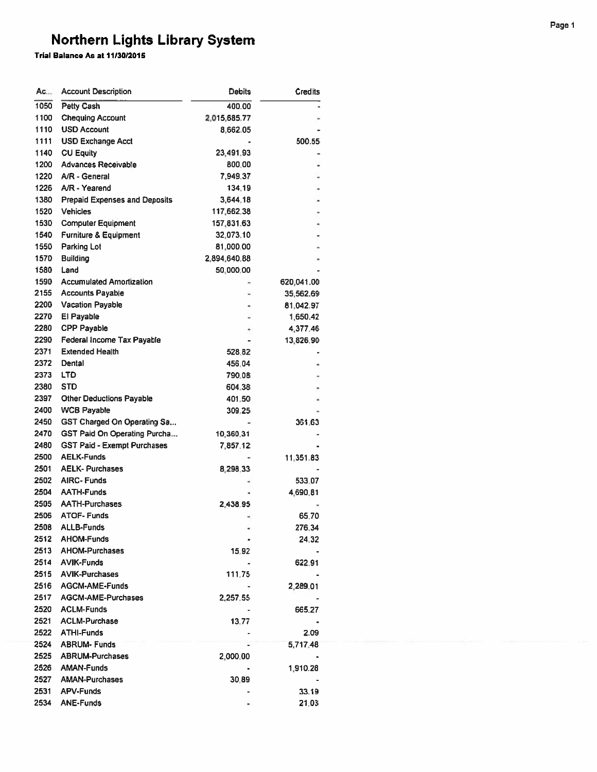# Northern Lights Library System

**Trial Balance As at 11/30/2015**

| Ac... | Account Description | Debits | Credits |
|---|---|---|---|
| 1050 | Petty Cash | 400.00 | - |
| 1100 | Chequing Account | 2,015,685.77 | - |
| 1110 | USD Account | 8,662.05 | - |
| 1111 | USD Exchange Acct | - | 500.55 |
| 1140 | CU Equity | 23,491.93 | - |
| 1200 | Advances Receivable | 800.00 | - |
| 1220 | A/R - General | 7,949.37 | - |
| 1226 | A/R - Yearend | 134.19 | - |
| 1380 | Prepaid Expenses and Deposits | 3,644.18 | - |
| 1520 | Vehicles | 117,662.38 | - |
| 1530 | Computer Equipment | 157,831.63 | - |
| 1540 | Furniture & Equipment | 32,073.10 | - |
| 1550 | Parking Lot | 81,000.00 | - |
| 1570 | Building | 2,894,640.88 | - |
| 1580 | Land | 50,000.00 | - |
| 1590 | Accumulated Amortization | - | 620,041.00 |
| 2155 | Accounts Payable | - | 35,562.69 |
| 2200 | Vacation Payable | - | 81,042.97 |
| 2270 | EI Payable | - | 1,650.42 |
| 2280 | CPP Payable | - | 4,377.46 |
| 2290 | Federal Income Tax Payable | - | 13,826.90 |
| 2371 | Extended Health | 528.82 | - |
| 2372 | Dental | 456.04 | - |
| 2373 | LTD | 790.08 | - |
| 2380 | STD | 604.38 | - |
| 2397 | Other Deductions Payable | 401.50 | - |
| 2400 | WCB Payable | 309.25 | - |
| 2450 | GST Charged On Operating Sa... | - | 351.63 |
| 2470 | GST Paid On Operating Purcha... | 10,360.31 | - |
| 2480 | GST Paid - Exempt Purchases | 7,857.12 | - |
| 2500 | AELK-Funds | - | 11,351.83 |
| 2501 | AELK- Purchases | 8,298.33 | - |
| 2502 | AIRC- Funds | - | 533.07 |
| 2504 | AATH-Funds | - | 4,690.81 |
| 2505 | AATH-Purchases | 2,438.95 | - |
| 2506 | ATOF- Funds | - | 65.70 |
| 2508 | ALLB-Funds | - | 276.34 |
| 2512 | AHOM-Funds | - | 24.32 |
| 2513 | AHOM-Purchases | 15.92 | - |
| 2514 | AVIK-Funds | - | 622.91 |
| 2515 | AVIK-Purchases | 111.75 | - |
| 2516 | AGCM-AME-Funds | - | 2,289.01 |
| 2517 | AGCM-AME-Purchases | 2,257.55 | - |
| 2520 | ACLM-Funds | - | 665.27 |
| 2521 | ACLM-Purchase | 13.77 | - |
| 2522 | ATHI-Funds | - | 2.09 |
| 2524 | ABRUM- Funds | - | 5,717.48 |
| 2525 | ABRUM-Purchases | 2,000.00 | - |
| 2526 | AMAN-Funds | - | 1,910.28 |
| 2527 | AMAN-Purchases | 30.89 | - |
| 2531 | APV-Funds | - | 33.19 |
| 2534 | ANE-Funds | - | 21.03 |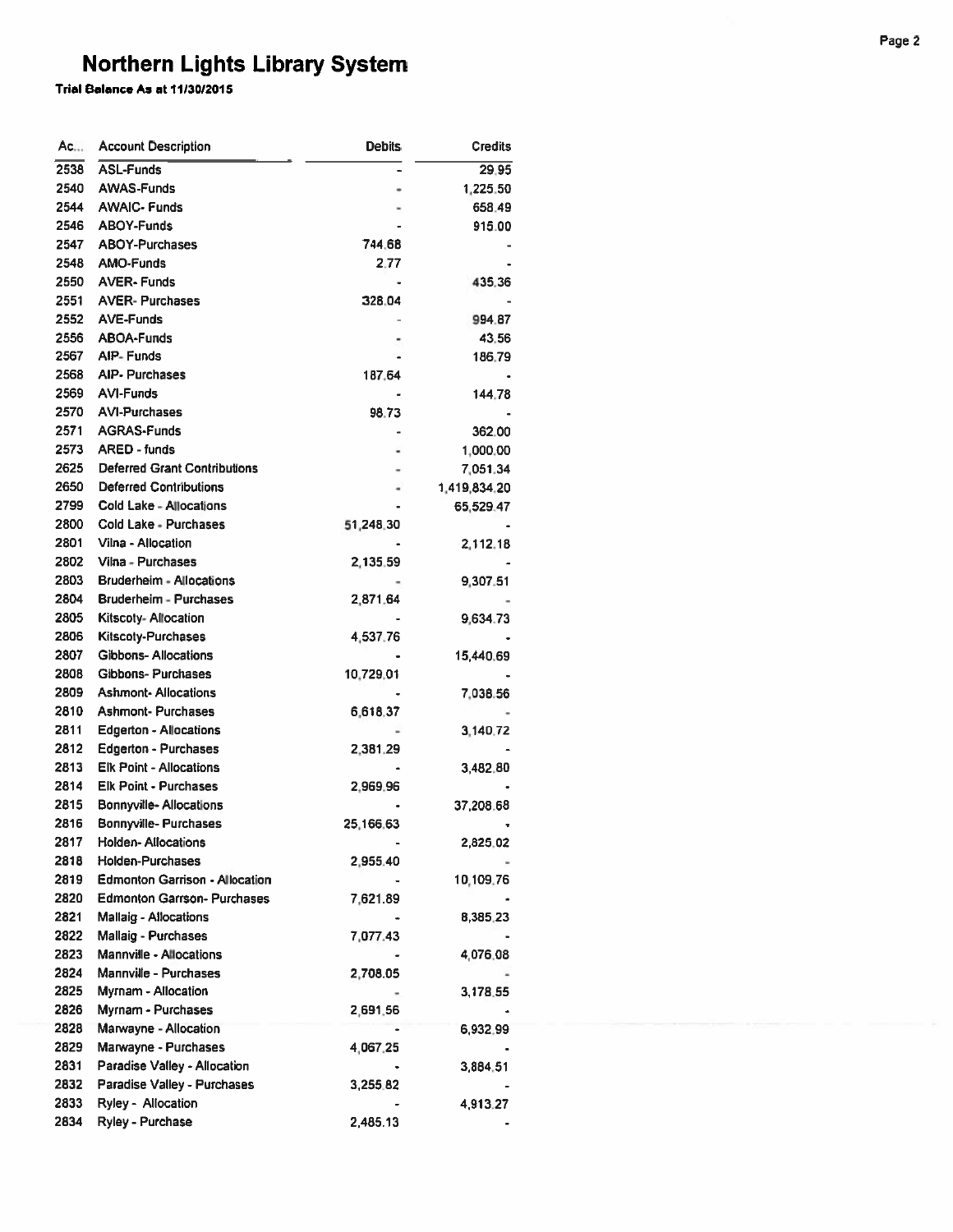# Northern Lights Library System

**Trial Balance As at 11/30/2015**

| Ac... | Account Description | Debits | Credits |
|---|---|---|---|
| 2538 | ASL-Funds | - | 29.95 |
| 2540 | AWAS-Funds | - | 1,225.50 |
| 2544 | AWAIC- Funds | - | 658.49 |
| 2546 | ABOY-Funds | - | 915.00 |
| 2547 | ABOY-Purchases | 744.68 | - |
| 2548 | AMO-Funds | 2.77 | - |
| 2550 | AVER- Funds | - | 435.36 |
| 2551 | AVER- Purchases | 328.04 | - |
| 2552 | AVE-Funds | - | 994.87 |
| 2556 | ABOA-Funds | - | 43.56 |
| 2567 | AIP- Funds | - | 186.79 |
| 2568 | AIP- Purchases | 187.64 | - |
| 2569 | AVI-Funds | - | 144.78 |
| 2570 | AVI-Purchases | 98.73 | - |
| 2571 | AGRAS-Funds | - | 362.00 |
| 2573 | ARED - funds | - | 1,000.00 |
| 2625 | Deferred Grant Contributions | - | 7,051.34 |
| 2650 | Deferred Contributions | - | 1,419,834.20 |
| 2799 | Cold Lake - Allocations | - | 65,529.47 |
| 2800 | Cold Lake - Purchases | 51,248.30 | - |
| 2801 | Vilna - Allocation | - | 2,112.18 |
| 2802 | Vilna - Purchases | 2,135.59 | - |
| 2803 | Bruderheim - Allocations | - | 9,307.51 |
| 2804 | Bruderheim - Purchases | 2,871.64 | - |
| 2805 | Kitscoty- Allocation | - | 9,634.73 |
| 2806 | Kitscoty-Purchases | 4,537.76 | - |
| 2807 | Gibbons- Allocations | - | 15,440.69 |
| 2808 | Gibbons- Purchases | 10,729.01 | - |
| 2809 | Ashmont- Allocations | - | 7,038.56 |
| 2810 | Ashmont- Purchases | 6,618.37 | - |
| 2811 | Edgerton - Allocations | - | 3,140.72 |
| 2812 | Edgerton - Purchases | 2,381.29 | - |
| 2813 | Elk Point - Allocations | - | 3,482.80 |
| 2814 | Elk Point - Purchases | 2,969.96 | - |
| 2815 | Bonnyville- Allocations | - | 37,208.68 |
| 2816 | Bonnyville- Purchases | 25,166.63 | - |
| 2817 | Holden- Allocations | - | 2,825.02 |
| 2818 | Holden-Purchases | 2,955.40 | - |
| 2819 | Edmonton Garrison - Allocation | - | 10,109.76 |
| 2820 | Edmonton Garrson- Purchases | 7,621.89 | - |
| 2821 | Mallaig - Allocations | - | 8,385.23 |
| 2822 | Mallaig - Purchases | 7,077.43 | - |
| 2823 | Mannville - Allocations | - | 4,076.08 |
| 2824 | Mannville - Purchases | 2,708.05 | - |
| 2825 | Myrnam - Allocation | - | 3,178.55 |
| 2826 | Myrnam - Purchases | 2,691.56 | - |
| 2828 | Marwayne - Allocation | - | 6,932.99 |
| 2829 | Marwayne - Purchases | 4,067.25 | - |
| 2831 | Paradise Valley - Allocation | - | 3,884.51 |
| 2832 | Paradise Valley - Purchases | 3,255.82 | - |
| 2833 | Ryley - Allocation | - | 4,913.27 |
| 2834 | Ryley - Purchase | 2,485.13 | - |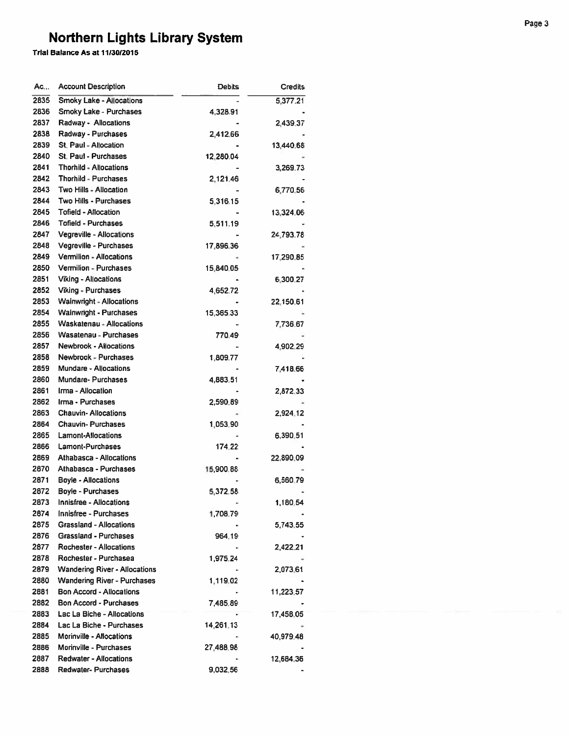# Northern Lights Library System

**Trial Balance As at 11/30/2015**

| Ac... | Account Description | Debits | Credits |
|---|---|---|---|
| 2835 | Smoky Lake - Allocations | - | 5,377.21 |
| 2836 | Smoky Lake - Purchases | 4,328.91 | - |
| 2837 | Radway - Allocations | - | 2,439.37 |
| 2838 | Radway - Purchases | 2,412.66 | - |
| 2839 | St. Paul - Allocation | - | 13,440.68 |
| 2840 | St. Paul - Purchases | 12,280.04 | - |
| 2841 | Thorhild - Allocations | - | 3,269.73 |
| 2842 | Thorhild - Purchases | 2,121.46 | - |
| 2843 | Two Hills - Allocation | - | 6,770.56 |
| 2844 | Two Hills - Purchases | 5,316.15 | - |
| 2845 | Tofield - Allocation | - | 13,324.06 |
| 2846 | Tofield - Purchases | 5,511.19 | - |
| 2847 | Vegreville - Allocations | - | 24,793.78 |
| 2848 | Vegreville - Purchases | 17,896.36 | - |
| 2849 | Vermilion - Allocations | - | 17,290.85 |
| 2850 | Vermilion - Purchases | 15,840.05 | - |
| 2851 | Viking - Allocations | - | 6,300.27 |
| 2852 | Viking - Purchases | 4,652.72 | - |
| 2853 | Wainwright - Allocations | - | 22,150.61 |
| 2854 | Wainwright - Purchases | 15,365.33 | - |
| 2855 | Waskatenau - Allocations | - | 7,736.67 |
| 2856 | Wasatenau - Purchases | 770.49 | - |
| 2857 | Newbrook - Allocations | - | 4,902.29 |
| 2858 | Newbrook - Purchases | 1,809.77 | - |
| 2859 | Mundare - Allocations | - | 7,418.66 |
| 2860 | Mundare- Purchases | 4,883.51 | - |
| 2861 | Irma - Allocation | - | 2,872.33 |
| 2862 | Irma - Purchases | 2,590.89 | - |
| 2863 | Chauvin- Allocations | - | 2,924.12 |
| 2864 | Chauvin- Purchases | 1,053.90 | - |
| 2865 | Lamont-Allocations | - | 6,390.51 |
| 2866 | Lamont-Purchases | 174.22 | - |
| 2869 | Athabasca - Allocations | - | 22,890.09 |
| 2870 | Athabasca - Purchases | 15,900.88 | - |
| 2871 | Boyle - Allocations | - | 6,560.79 |
| 2872 | Boyle - Purchases | 5,372.58 | - |
| 2873 | Innisfree - Allocations | - | 1,180.54 |
| 2874 | Innisfree - Purchases | 1,708.79 | - |
| 2875 | Grassland - Allocations | - | 5,743.55 |
| 2876 | Grassland - Purchases | 964.19 | - |
| 2877 | Rochester - Allocations | - | 2,422.21 |
| 2878 | Rochester - Purchasea | 1,975.24 | - |
| 2879 | Wandering River - Allocations | - | 2,073.61 |
| 2880 | Wandering River - Purchases | 1,119.02 | - |
| 2881 | Bon Accord - Allocations | - | 11,223.57 |
| 2882 | Bon Accord - Purchases | 7,485.89 | - |
| 2883 | Lac La Biche - Allocations | - | 17,458.05 |
| 2884 | Lac La Biche - Purchases | 14,261.13 | - |
| 2885 | Morinville - Allocations | - | 40,979.48 |
| 2886 | Morinville - Purchases | 27,488.98 | - |
| 2887 | Redwater - Allocations | - | 12,684.36 |
| 2888 | Redwater- Purchases | 9,032.56 | - |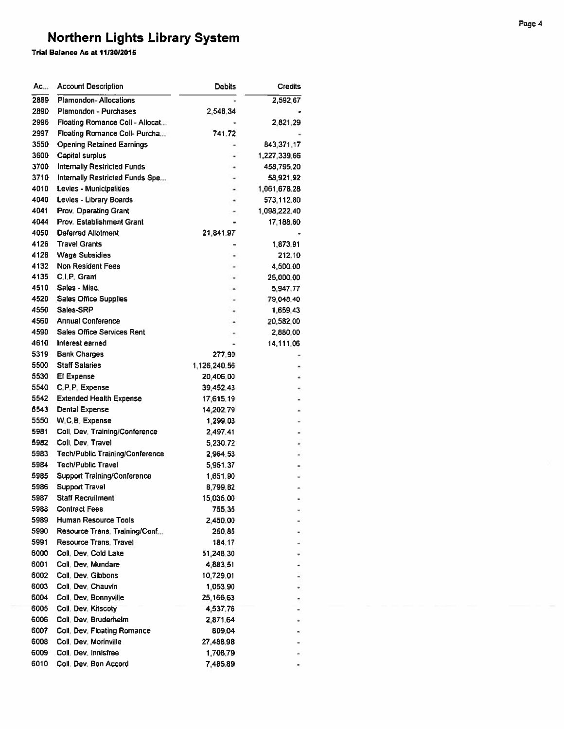# Northern Lights Library System

**Trial Balance As at 11/30/2015**

| Ac... | Account Description | Debits | Credits |
|---|---|---|---|
| 2889 | Plamondon- Allocations | - | 2,592.67 |
| 2890 | Plamondon - Purchases | 2,548.34 | - |
| 2996 | Floating Romance Coll - Allocat... | - | 2,821.29 |
| 2997 | Floating Romance Coll- Purcha... | 741.72 | - |
| 3550 | Opening Retained Earnings | - | 843,371.17 |
| 3600 | Capital surplus | - | 1,227,339.66 |
| 3700 | Internally Restricted Funds | - | 458,795.20 |
| 3710 | Internally Restricted Funds Spe... | - | 58,921.92 |
| 4010 | Levies - Municipalities | - | 1,061,678.28 |
| 4040 | Levies - Library Boards | - | 573,112.80 |
| 4041 | Prov. Operating Grant | - | 1,098,222.40 |
| 4044 | Prov. Establishment Grant | - | 17,188.60 |
| 4050 | Deferred Allotment | 21,841.97 | - |
| 4126 | Travel Grants | - | 1,873.91 |
| 4128 | Wage Subsidies | - | 212.10 |
| 4132 | Non Resident Fees | - | 4,500.00 |
| 4135 | C.I.P. Grant | - | 25,000.00 |
| 4510 | Sales - Misc. | - | 5,947.77 |
| 4520 | Sales Office Supplies | - | 79,048.40 |
| 4550 | Sales-SRP | - | 1,659.43 |
| 4560 | Annual Conference | - | 20,582.00 |
| 4590 | Sales Office Services Rent | - | 2,880.00 |
| 4610 | Interest earned | - | 14,111.06 |
| 5319 | Bank Charges | 277.90 | - |
| 5500 | Staff Salaries | 1,126,240.56 | - |
| 5530 | EI Expense | 20,406.00 | - |
| 5540 | C.P.P. Expense | 39,452.43 | - |
| 5542 | Extended Health Expense | 17,615.19 | - |
| 5543 | Dental Expense | 14,202.79 | - |
| 5550 | W.C.B. Expense | 1,299.03 | - |
| 5981 | Coll. Dev. Training/Conference | 2,497.41 | - |
| 5982 | Coll. Dev. Travel | 5,230.72 | - |
| 5983 | Tech/Public Training/Conference | 2,964.53 | - |
| 5984 | Tech/Public Travel | 5,951.37 | - |
| 5985 | Support Training/Conference | 1,651.90 | - |
| 5986 | Support Travel | 8,799.82 | - |
| 5987 | Staff Recruitment | 15,035.00 | - |
| 5988 | Contract Fees | 755.35 | - |
| 5989 | Human Resource Tools | 2,450.00 | - |
| 5990 | Resource Trans. Training/Conf... | 250.85 | - |
| 5991 | Resource Trans. Travel | 184.17 | - |
| 6000 | Coll. Dev. Cold Lake | 51,248.30 | - |
| 6001 | Coll. Dev. Mundare | 4,883.51 | - |
| 6002 | Coll. Dev. Gibbons | 10,729.01 | - |
| 6003 | Coll. Dev. Chauvin | 1,053.90 | - |
| 6004 | Coll. Dev. Bonnyville | 25,166.63 | - |
| 6005 | Coll. Dev. Kitscoty | 4,537.76 | - |
| 6006 | Coll. Dev. Bruderheim | 2,871.64 | - |
| 6007 | Coll. Dev. Floating Romance | 809.04 | - |
| 6008 | Coll. Dev. Morinville | 27,488.98 | - |
| 6009 | Coll. Dev. Innisfree | 1,708.79 | - |
| 6010 | Coll. Dev. Bon Accord | 7,485.89 | - |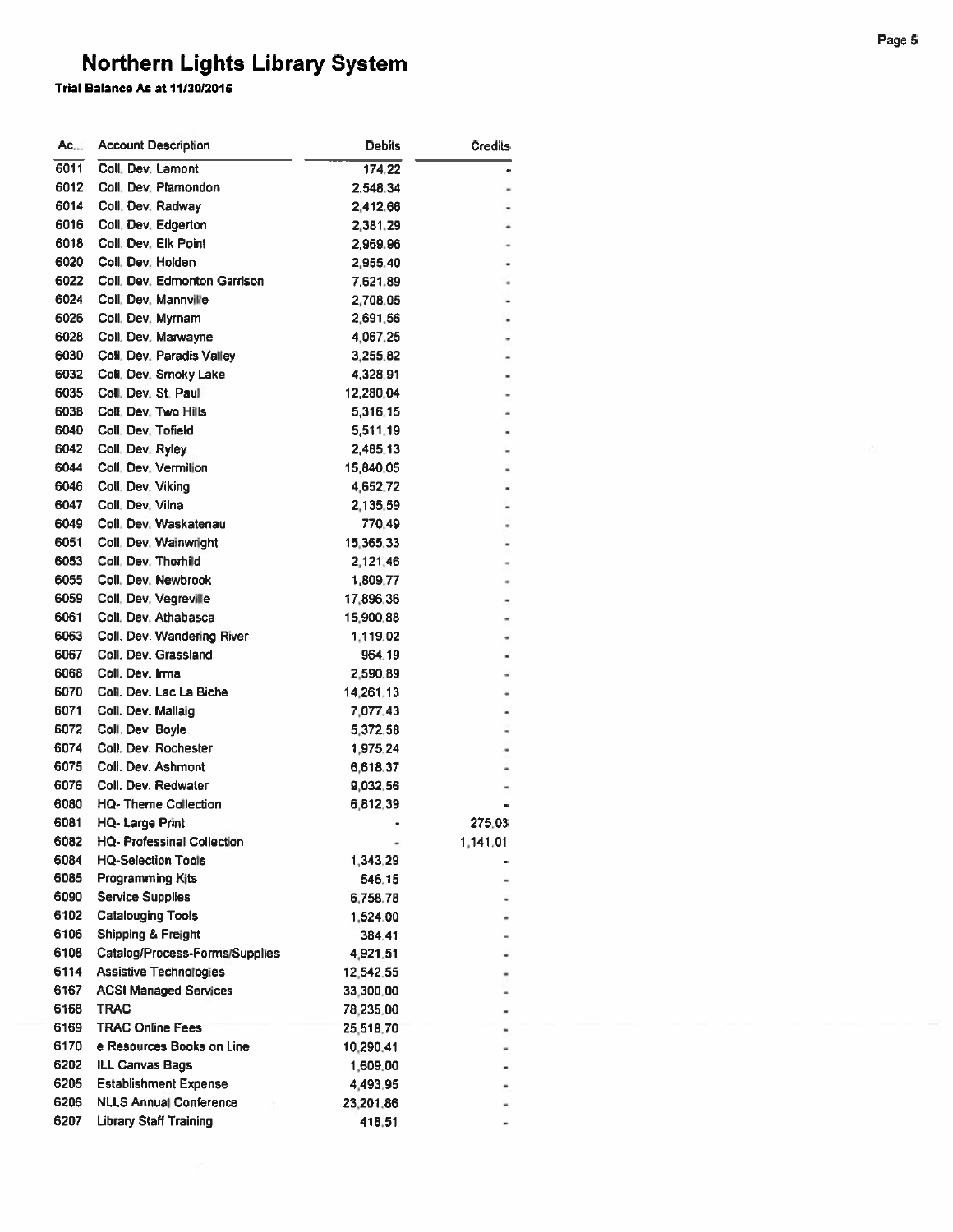# Northern Lights Library System

**Trial Balance As at 11/30/2015**

| Ac... | Account Description | Debits | Credits |
|---|---|---|---|
| 6011 | Coll. Dev. Lamont | 174.22 | - |
| 6012 | Coll. Dev. Plamondon | 2,548.34 | - |
| 6014 | Coll. Dev. Radway | 2,412.66 | - |
| 6016 | Coll. Dev. Edgerton | 2,381.29 | - |
| 6018 | Coll. Dev. Elk Point | 2,969.96 | - |
| 6020 | Coll. Dev. Holden | 2,955.40 | - |
| 6022 | Coll. Dev. Edmonton Garrison | 7,621.89 | - |
| 6024 | Coll. Dev. Mannville | 2,708.05 | - |
| 6026 | Coll. Dev. Myrnam | 2,691.56 | - |
| 6028 | Coll. Dev. Marwayne | 4,067.25 | - |
| 6030 | Coll. Dev. Paradis Valley | 3,255.82 | - |
| 6032 | Coll. Dev. Smoky Lake | 4,328.91 | - |
| 6035 | Coll. Dev. St. Paul | 12,280.04 | - |
| 6038 | Coll. Dev. Two Hills | 5,316.15 | - |
| 6040 | Coll. Dev. Tofield | 5,511.19 | - |
| 6042 | Coll. Dev. Ryley | 2,485.13 | - |
| 6044 | Coll. Dev. Vermilion | 15,840.05 | - |
| 6046 | Coll. Dev. Viking | 4,652.72 | - |
| 6047 | Coll. Dev. Vilna | 2,135.59 | - |
| 6049 | Coll. Dev. Waskatenau | 770.49 | - |
| 6051 | Coll. Dev. Wainwright | 15,365.33 | - |
| 6053 | Coll. Dev. Thorhild | 2,121.46 | - |
| 6055 | Coll. Dev. Newbrook | 1,809.77 | - |
| 6059 | Coll. Dev. Vegreville | 17,896.36 | - |
| 6061 | Coll. Dev. Athabasca | 15,900.88 | - |
| 6063 | Coll. Dev. Wandering River | 1,119.02 | - |
| 6067 | Coll. Dev. Grassland | 964.19 | - |
| 6068 | Coll. Dev. Irma | 2,590.89 | - |
| 6070 | Coll. Dev. Lac La Biche | 14,261.13 | - |
| 6071 | Coll. Dev. Mallaig | 7,077.43 | - |
| 6072 | Coll. Dev. Boyle | 5,372.58 | - |
| 6074 | Coll. Dev. Rochester | 1,975.24 | - |
| 6075 | Coll. Dev. Ashmont | 6,618.37 | - |
| 6076 | Coll. Dev. Redwater | 9,032.56 | - |
| 6080 | HQ- Theme Collection | 6,812.39 | - |
| 6081 | HQ- Large Print | - | 275.03 |
| 6082 | HQ- Professinal Collection | - | 1,141.01 |
| 6084 | HQ-Selection Tools | 1,343.29 | - |
| 6085 | Programming Kits | 546.15 | - |
| 6090 | Service Supplies | 6,758.78 | - |
| 6102 | Catalouging Tools | 1,524.00 | - |
| 6106 | Shipping & Freight | 384.41 | - |
| 6108 | Catalog/Process-Forms/Supplies | 4,921.51 | - |
| 6114 | Assistive Technologies | 12,542.55 | - |
| 6167 | ACSI Managed Services | 33,300.00 | - |
| 6168 | TRAC | 78,235.00 | - |
| 6169 | TRAC Online Fees | 25,518.70 | - |
| 6170 | e Resources Books on Line | 10,290.41 | - |
| 6202 | ILL Canvas Bags | 1,609.00 | - |
| 6205 | Establishment Expense | 4,493.95 | - |
| 6206 | NLLS Annual Conference | 23,201.86 | - |
| 6207 | Library Staff Training | 418.51 | - |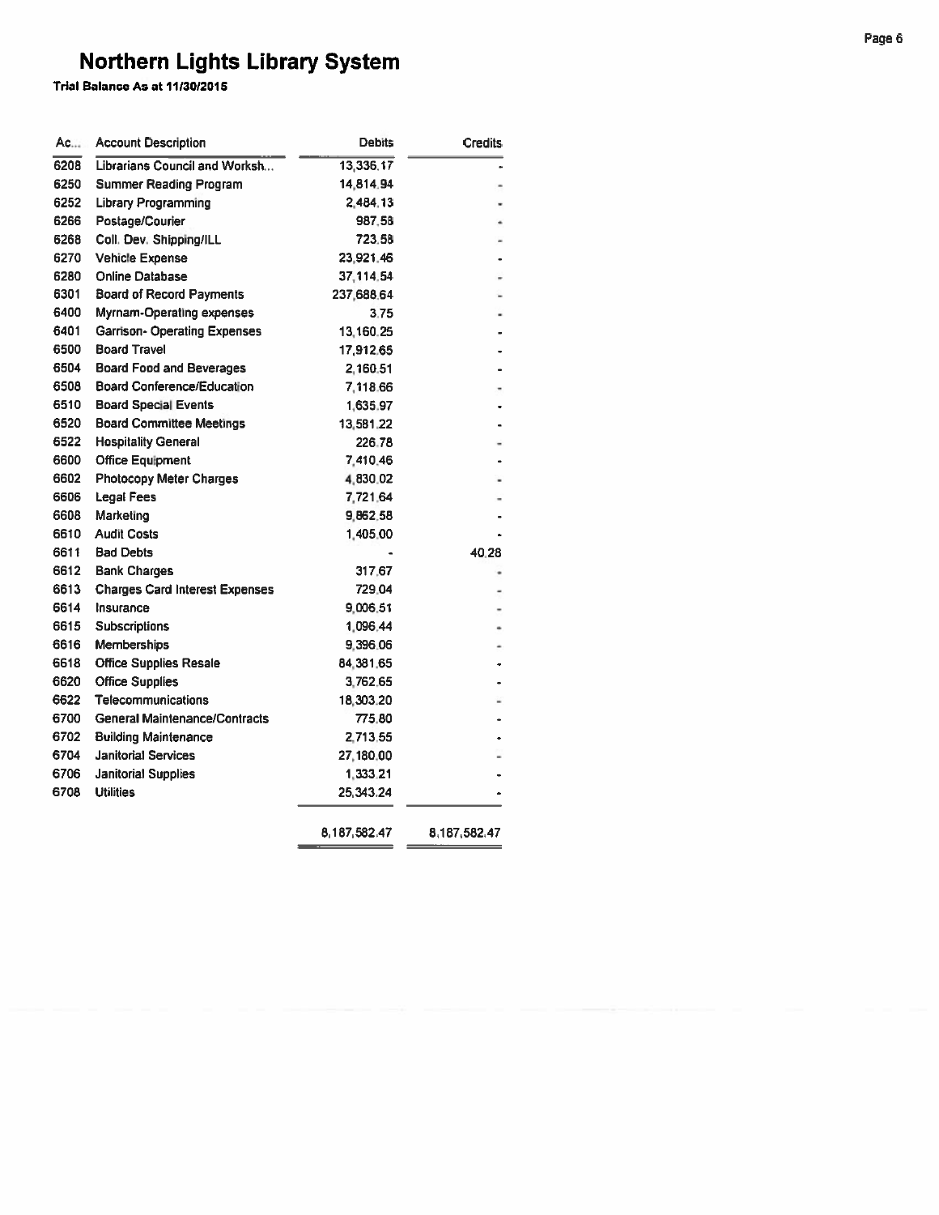# Northern Lights Library System

**Trial Balance As at 11/30/2015**

| Ac... | Account Description | Debits | Credits |
|---|---|---|---|
| 6208 | Librarians Council and Worksh... | 13,336.17 | - |
| 6250 | Summer Reading Program | 14,814.94 | - |
| 6252 | Library Programming | 2,484.13 | - |
| 6266 | Postage/Courier | 987.58 | - |
| 6268 | Coll. Dev. Shipping/ILL | 723.58 | - |
| 6270 | Vehicle Expense | 23,921.46 | - |
| 6280 | Online Database | 37,114.54 | - |
| 6301 | Board of Record Payments | 237,688.64 | - |
| 6400 | Myrnam-Operating expenses | 3.75 | - |
| 6401 | Garrison- Operating Expenses | 13,160.25 | - |
| 6500 | Board Travel | 17,912.65 | - |
| 6504 | Board Food and Beverages | 2,160.51 | - |
| 6508 | Board Conference/Education | 7,118.66 | - |
| 6510 | Board Special Events | 1,635.97 | - |
| 6520 | Board Committee Meetings | 13,581.22 | - |
| 6522 | Hospitality General | 226.78 | - |
| 6600 | Office Equipment | 7,410.46 | - |
| 6602 | Photocopy Meter Charges | 4,830.02 | - |
| 6606 | Legal Fees | 7,721.64 | - |
| 6608 | Marketing | 9,862.58 | - |
| 6610 | Audit Costs | 1,405.00 | - |
| 6611 | Bad Debts | - | 40.28 |
| 6612 | Bank Charges | 317.67 | - |
| 6613 | Charges Card Interest Expenses | 729.04 | - |
| 6614 | Insurance | 9,006.51 | - |
| 6615 | Subscriptions | 1,096.44 | - |
| 6616 | Memberships | 9,396.06 | - |
| 6618 | Office Supplies Resale | 84,381.65 | - |
| 6620 | Office Supplies | 3,762.65 | - |
| 6622 | Telecommunications | 18,303.20 | - |
| 6700 | General Maintenance/Contracts | 775.80 | - |
| 6702 | Building Maintenance | 2,713.55 | - |
| 6704 | Janitorial Services | 27,180.00 | - |
| 6706 | Janitorial Supplies | 1,333.21 | - |
| 6708 | Utilities | 25,343.24 | - |
| | | 8,187,582.47 | 8,187,582.47 |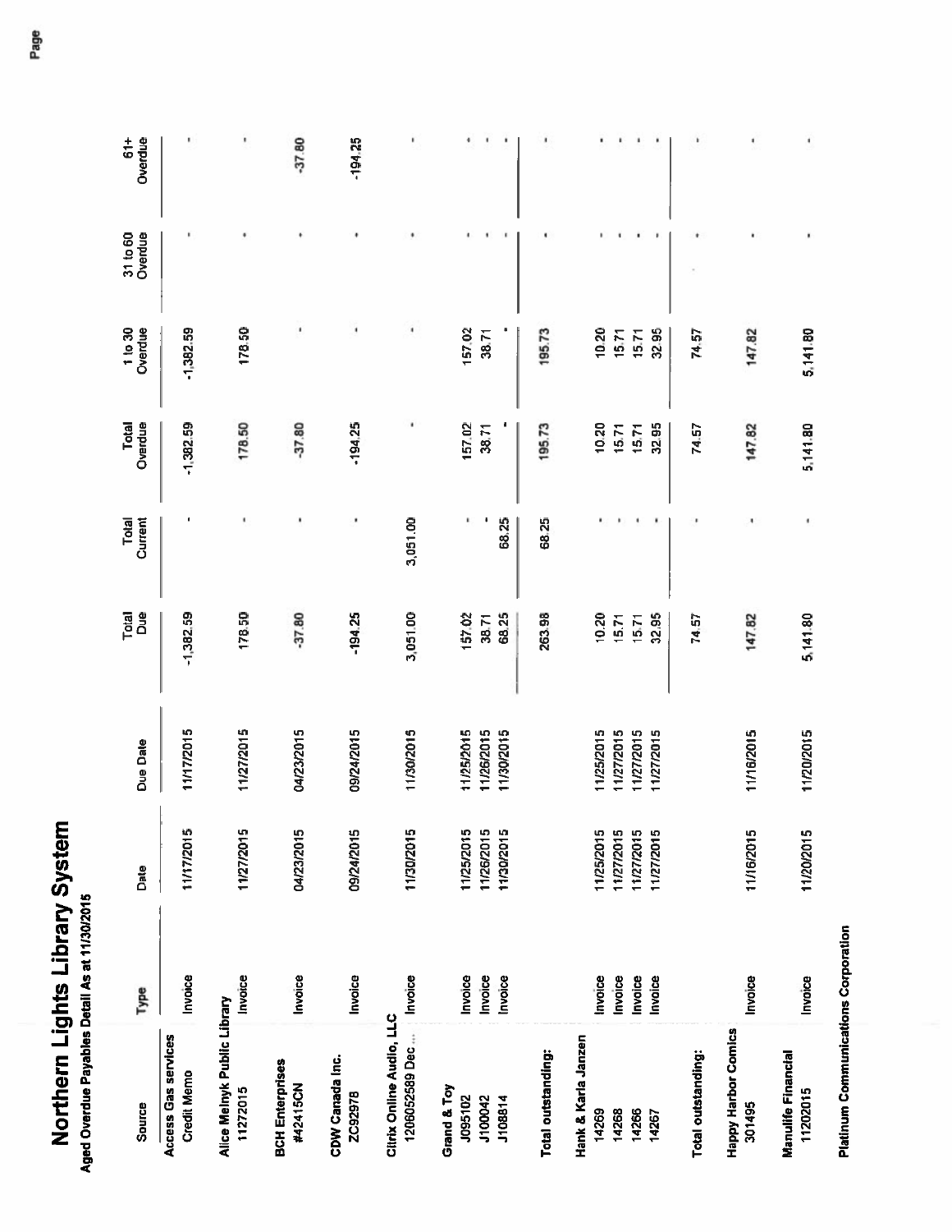# Northern Lights Library System

Aged Overdue Payables Detail As at 11/30/2015

| Source | Type | Date | Due Date | Total Due | Total Current | Total Overdue | 1 to 30 Overdue | 31 to 60 Overdue | 61+ Overdue |
|---|---|---|---|---|---|---|---|---|---|
| **Access Gas services** | | | | | | | | | |
| Credit Memo | Invoice | 11/17/2015 | 11/17/2015 | -1,382.59 | - | -1,382.59 | -1,382.59 | - | - |
| **Alice Melnyk Public Library** | | | | | | | | | |
| 11272015 | Invoice | 11/27/2015 | 11/27/2015 | 178.50 | - | 178.50 | 178.50 | - | - |
| **BCH Enterprises** | | | | | | | | | |
| #42415CN | Invoice | 04/23/2015 | 04/23/2015 | -37.80 | - | -37.80 | - | - | -37.80 |
| **CDW Canada Inc.** | | | | | | | | | |
| ZC92978 | Invoice | 09/24/2015 | 09/24/2015 | -194.25 | - | -194.25 | - | - | -194.25 |
| **Citrix Online Audio, LLC** | | | | | | | | | |
| 1206052589 Dec ... | Invoice | 11/30/2015 | 11/30/2015 | 3,051.00 | 3,051.00 | - | - | - | - |
| **Grand & Toy** | | | | | | | | | |
| J095102 | Invoice | 11/25/2015 | 11/25/2015 | 157.02 | - | 157.02 | 157.02 | - | - |
| J100042 | Invoice | 11/26/2015 | 11/26/2015 | 38.71 | - | 38.71 | 38.71 | - | - |
| J108814 | Invoice | 11/30/2015 | 11/30/2015 | 68.25 | 68.25 | - | - | - | - |
| **Total outstanding:** | | | | 263.98 | 68.25 | 195.73 | 195.73 | - | - |
| **Hank & Karla Janzen** | | | | | | | | | |
| 14269 | Invoice | 11/25/2015 | 11/25/2015 | 10.20 | - | 10.20 | 10.20 | - | - |
| 14268 | Invoice | 11/27/2015 | 11/27/2015 | 15.71 | - | 15.71 | 15.71 | - | - |
| 14266 | Invoice | 11/27/2015 | 11/27/2015 | 15.71 | - | 15.71 | 15.71 | - | - |
| 14267 | Invoice | 11/27/2015 | 11/27/2015 | 32.95 | - | 32.95 | 32.95 | - | - |
| **Total outstanding:** | | | | 74.57 | - | 74.57 | 74.57 | - | - |
| **Happy Harbor Comics** | | | | | | | | | |
| 301495 | Invoice | 11/16/2015 | 11/16/2015 | 147.82 | - | 147.82 | 147.82 | - | - |
| **Manulife Financial** | | | | | | | | | |
| 11202015 | Invoice | 11/20/2015 | 11/20/2015 | 5,141.80 | - | 5,141.80 | 5,141.80 | - | - |
| **Platinum Communications Corporation** | | | | | | | | | |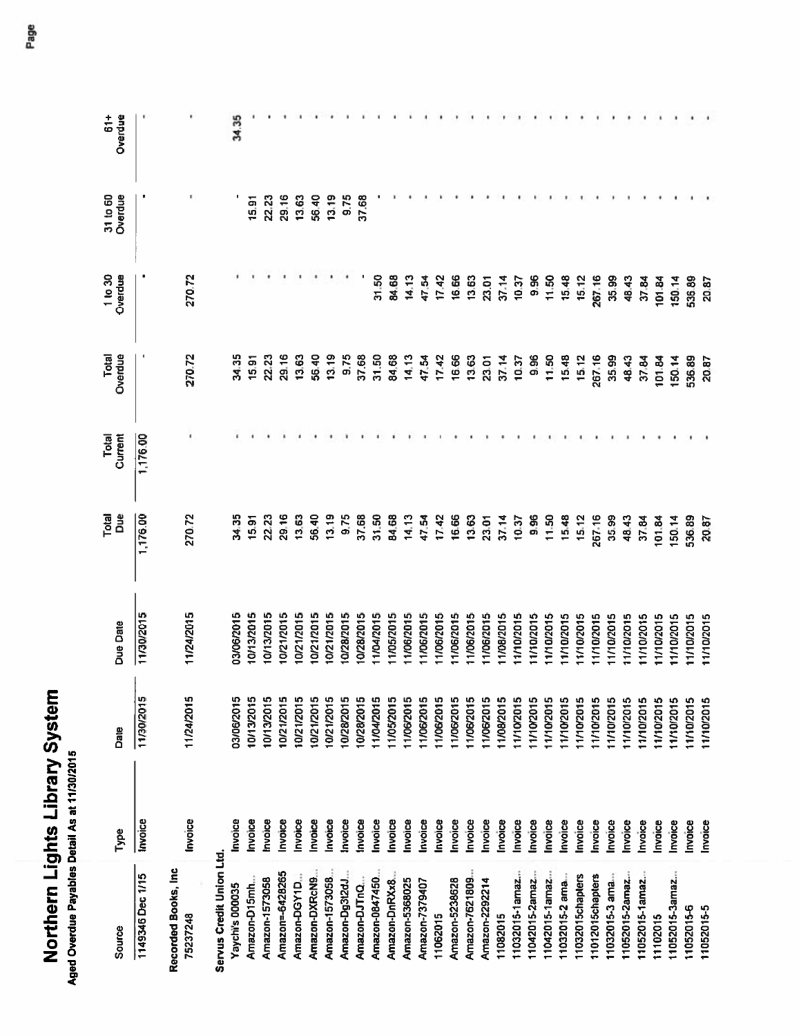# Northern Lights Library System

**Aged Overdue Payables Detail As at 11/30/2015**

| Source | Type | Date | Due Date | Total Due | Total Current | Total Overdue | 1 to 30 Overdue | 31 to 60 Overdue | 61+ Overdue |
|---|---|---|---|---|---|---|---|---|---|
| 1149346 Dec 1/15 | Invoice | 11/30/2015 | 11/30/2015 | 1,176.00 | 1,176.00 | - | - | - | - |
| **Recorded Books, Inc** | | | | | | | | | |
| 75237248 | Invoice | 11/24/2015 | 11/24/2015 | 270.72 | - | 270.72 | 270.72 | - | - |
| **Servus Credit Union Ltd.** | | | | | | | | | |
| Yaychi's 000035 | Invoice | 03/06/2015 | 03/06/2015 | 34.35 | - | 34.35 | - | - | 34.35 |
| Amazon-D15mh... | Invoice | 10/13/2015 | 10/13/2015 | 15.91 | - | 15.91 | - | 15.91 | - |
| Amazon-1573058 | Invoice | 10/13/2015 | 10/13/2015 | 22.23 | - | 22.23 | - | 22.23 | - |
| Amazon=-6428265 | Invoice | 10/21/2015 | 10/21/2015 | 29.16 | - | 29.16 | - | 29.16 | - |
| Amazon-DGY1D... | Invoice | 10/21/2015 | 10/21/2015 | 13.63 | - | 13.63 | - | 13.63 | - |
| Amazon-DXRcN8... | Invoice | 10/21/2015 | 10/21/2015 | 56.40 | - | 56.40 | - | 56.40 | - |
| Amazon-1573058... | Invoice | 10/21/2015 | 10/21/2015 | 13.19 | - | 13.19 | - | 13.19 | - |
| Amazon-Dg3l2dJ... | Invoice | 10/28/2015 | 10/28/2015 | 9.75 | - | 9.75 | - | 9.75 | - |
| Amazon-DJTnQ... | Invoice | 10/28/2015 | 10/28/2015 | 37.68 | - | 37.68 | - | 37.68 | - |
| Amazon-0847450... | Invoice | 11/04/2015 | 11/04/2015 | 31.50 | - | 31.50 | 31.50 | - | - |
| Amazon-DnRXx8... | Invoice | 11/05/2015 | 11/05/2015 | 84.68 | - | 84.68 | 84.68 | - | - |
| Amazon-5368025 | Invoice | 11/06/2015 | 11/06/2015 | 14.13 | - | 14.13 | 14.13 | - | - |
| Amazon-7379407 | Invoice | 11/06/2015 | 11/06/2015 | 47.54 | - | 47.54 | 47.54 | - | - |
| 11062015 | Invoice | 11/06/2015 | 11/06/2015 | 17.42 | - | 17.42 | 17.42 | - | - |
| Amazon-5238628 | Invoice | 11/06/2015 | 11/06/2015 | 16.66 | - | 16.66 | 16.66 | - | - |
| Amazon-7621809... | Invoice | 11/06/2015 | 11/06/2015 | 13.63 | - | 13.63 | 13.63 | - | - |
| Amazon-2292214 | Invoice | 11/06/2015 | 11/06/2015 | 23.01 | - | 23.01 | 23.01 | - | - |
| 11082015 | Invoice | 11/08/2015 | 11/08/2015 | 37.14 | - | 37.14 | 37.14 | - | - |
| 11032015-1amaz... | Invoice | 11/10/2015 | 11/10/2015 | 10.37 | - | 10.37 | 10.37 | - | - |
| 11042015-2amaz... | Invoice | 11/10/2015 | 11/10/2015 | 9.96 | - | 9.96 | 9.96 | - | - |
| 11042015-1amaz... | Invoice | 11/10/2015 | 11/10/2015 | 11.50 | - | 11.50 | 11.50 | - | - |
| 11032015-2 ama... | Invoice | 11/10/2015 | 11/10/2015 | 15.48 | - | 15.48 | 15.48 | - | - |
| 11032015chapters | Invoice | 11/10/2015 | 11/10/2015 | 15.12 | - | 15.12 | 15.12 | - | - |
| 11012015chapters | Invoice | 11/10/2015 | 11/10/2015 | 267.16 | - | 267.16 | 267.16 | - | - |
| 11032015-3 ama... | Invoice | 11/10/2015 | 11/10/2015 | 35.99 | - | 35.99 | 35.99 | - | - |
| 11052015-2amaz... | Invoice | 11/10/2015 | 11/10/2015 | 48.43 | - | 48.43 | 48.43 | - | - |
| 11052015-1amaz... | Invoice | 11/10/2015 | 11/10/2015 | 37.84 | - | 37.84 | 37.84 | - | - |
| 11102015 | Invoice | 11/10/2015 | 11/10/2015 | 101.84 | - | 101.84 | 101.84 | - | - |
| 11052015-3amaz... | Invoice | 11/10/2015 | 11/10/2015 | 150.14 | - | 150.14 | 150.14 | - | - |
| 11052015-6 | Invoice | 11/10/2015 | 11/10/2015 | 536.89 | - | 536.89 | 536.89 | - | - |
| 11052015-5 | Invoice | 11/10/2015 | 11/10/2015 | 20.87 | - | 20.87 | 20.87 | - | - |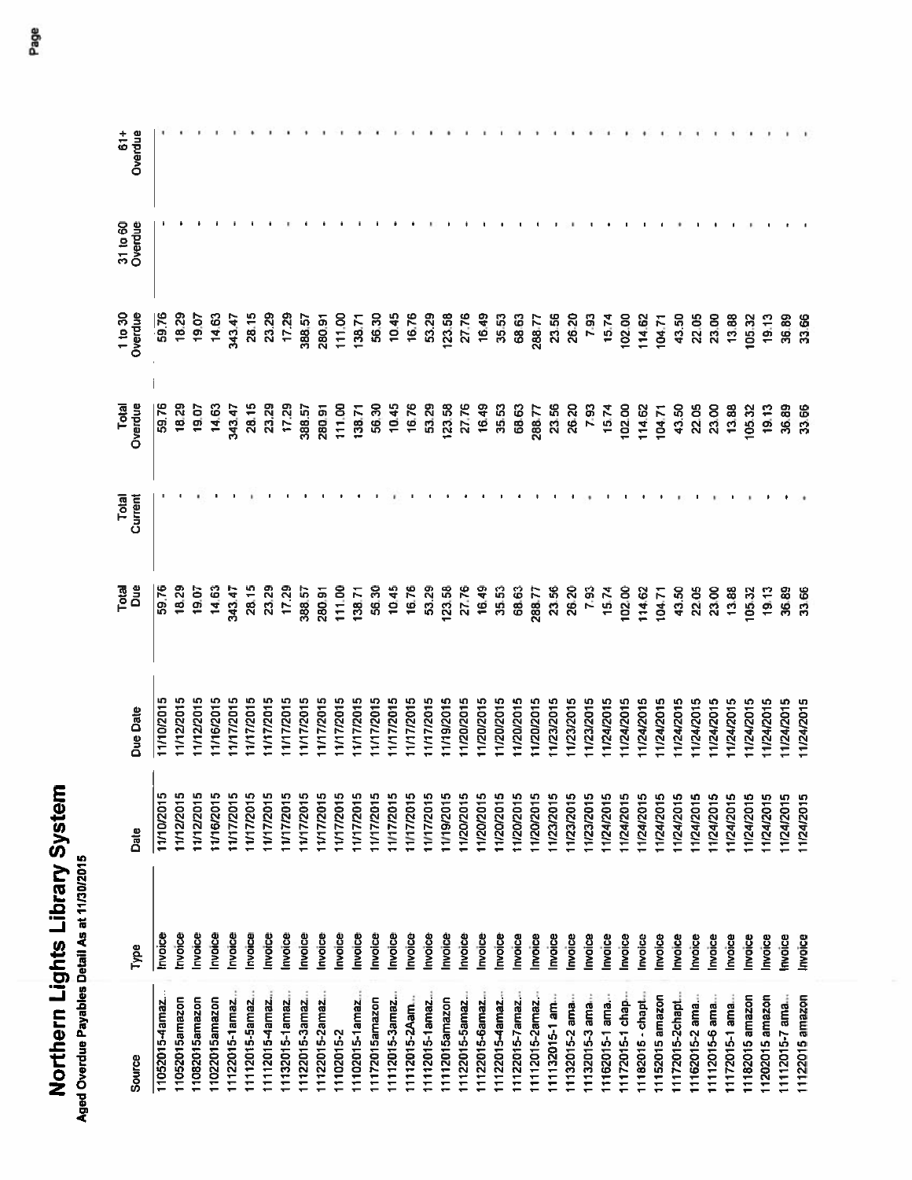# Northern Lights Library System

**Aged Overdue Payables Detail As at 11/30/2015**

| Source | Type | Date | Due Date | Total Due | Total Current | Total Overdue | 1 to 30 Overdue | 31 to 60 Overdue | 61+ Overdue |
|---|---|---|---|---|---|---|---|---|---|
| 11052015-4amaz... | Invoice | 11/10/2015 | 11/10/2015 | 59.76 | - | 59.76 | 59.76 | - | - |
| 11052015amazon | Invoice | 11/12/2015 | 11/12/2015 | 18.29 | - | 18.29 | 18.29 | - | - |
| 11082015amazon | Invoice | 11/12/2015 | 11/12/2015 | 19.07 | - | 19.07 | 19.07 | - | - |
| 11022015amazon | Invoice | 11/16/2015 | 11/16/2015 | 14.63 | - | 14.63 | 14.63 | - | - |
| 11122015-1amaz... | Invoice | 11/17/2015 | 11/17/2015 | 343.47 | - | 343.47 | 343.47 | - | - |
| 11112015-5amaz... | Invoice | 11/17/2015 | 11/17/2015 | 28.15 | - | 28.15 | 28.15 | - | - |
| 11112015-4amaz... | Invoice | 11/17/2015 | 11/17/2015 | 23.29 | - | 23.29 | 23.29 | - | - |
| 11132015-1amaz... | Invoice | 11/17/2015 | 11/17/2015 | 17.29 | - | 17.29 | 17.29 | - | - |
| 11122015-3amaz... | Invoice | 11/17/2015 | 11/17/2015 | 388.57 | - | 388.57 | 388.57 | - | - |
| 11122015-2amaz... | Invoice | 11/17/2015 | 11/17/2015 | 280.91 | - | 280.91 | 280.91 | - | - |
| 11102015-2 | Invoice | 11/17/2015 | 11/17/2015 | 111.00 | - | 111.00 | 111.00 | - | - |
| 11102015-1amaz... | Invoice | 11/17/2015 | 11/17/2015 | 138.71 | - | 138.71 | 138.71 | - | - |
| 11172015amazon | Invoice | 11/17/2015 | 11/17/2015 | 56.30 | - | 56.30 | 56.30 | - | - |
| 11112015-3amaz... | Invoice | 11/17/2015 | 11/17/2015 | 10.45 | - | 10.45 | 10.45 | - | - |
| 11112015-2Aam... | Invoice | 11/17/2015 | 11/17/2015 | 16.76 | - | 16.76 | 16.76 | - | - |
| 11112015-1amaz... | Invoice | 11/17/2015 | 11/17/2015 | 53.29 | - | 53.29 | 53.29 | - | - |
| 11112015amazon | Invoice | 11/19/2015 | 11/19/2015 | 123.58 | - | 123.58 | 123.58 | - | - |
| 11122015-5amaz... | Invoice | 11/20/2015 | 11/20/2015 | 27.76 | - | 27.76 | 27.76 | - | - |
| 11122015-6amaz... | Invoice | 11/20/2015 | 11/20/2015 | 16.49 | - | 16.49 | 16.49 | - | - |
| 11122015-4amaz... | Invoice | 11/20/2015 | 11/20/2015 | 35.53 | - | 35.53 | 35.53 | - | - |
| 11122015-7amaz... | Invoice | 11/20/2015 | 11/20/2015 | 68.63 | - | 68.63 | 68.63 | - | - |
| 11112015-2amaz... | Invoice | 11/20/2015 | 11/20/2015 | 288.77 | - | 288.77 | 288.77 | - | - |
| 11132015-1 am... | Invoice | 11/23/2015 | 11/23/2015 | 23.56 | - | 23.56 | 23.56 | - | - |
| 11132015-2 ama... | Invoice | 11/23/2015 | 11/23/2015 | 26.20 | - | 26.20 | 26.20 | - | - |
| 11132015-3 ama... | Invoice | 11/23/2015 | 11/23/2015 | 7.93 | - | 7.93 | 7.93 | - | - |
| 11162015-1 ama... | Invoice | 11/24/2015 | 11/24/2015 | 15.74 | - | 15.74 | 15.74 | - | - |
| 11172015-1 chap... | Invoice | 11/24/2015 | 11/24/2015 | 102.00 | - | 102.00 | 102.00 | - | - |
| 11182015 - chapt... | Invoice | 11/24/2015 | 11/24/2015 | 114.62 | - | 114.62 | 114.62 | - | - |
| 11152015 amazon | Invoice | 11/24/2015 | 11/24/2015 | 104.71 | - | 104.71 | 104.71 | - | - |
| 11172015-2chapt... | Invoice | 11/24/2015 | 11/24/2015 | 43.50 | - | 43.50 | 43.50 | - | - |
| 11162015-2 ama... | Invoice | 11/24/2015 | 11/24/2015 | 22.05 | - | 22.05 | 22.05 | - | - |
| 11112015-6 ama... | Invoice | 11/24/2015 | 11/24/2015 | 23.00 | - | 23.00 | 23.00 | - | - |
| 11172015-1 ama... | Invoice | 11/24/2015 | 11/24/2015 | 13.88 | - | 13.88 | 13.88 | - | - |
| 11182015 amazon | Invoice | 11/24/2015 | 11/24/2015 | 105.32 | - | 105.32 | 105.32 | - | - |
| 11202015 amazon | Invoice | 11/24/2015 | 11/24/2015 | 19.13 | - | 19.13 | 19.13 | - | - |
| 11112015-7 ama... | Invoice | 11/24/2015 | 11/24/2015 | 36.89 | - | 36.89 | 36.89 | - | - |
| 11122015 amazon | Invoice | 11/24/2015 | 11/24/2015 | 33.66 | - | 33.66 | 33.66 | - | - |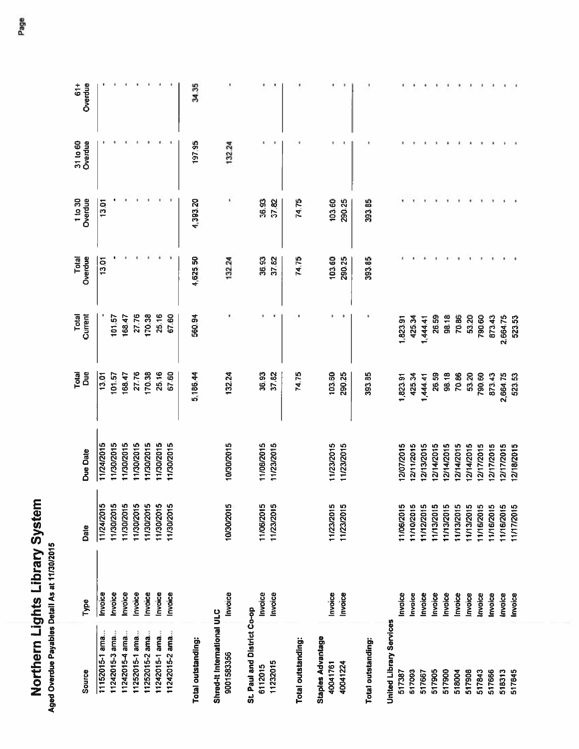# Northern Lights Library System

**Aged Overdue Payables Detail As at 11/30/2015**

| Source | Type | Date | Due Date | Total Due | Total Current | Total Overdue | 1 to 30 Overdue | 31 to 60 Overdue | 61+ Overdue |
|---|---|---|---|---|---|---|---|---|---|
| 11152015-1 ama... | Invoice | 11/24/2015 | 11/24/2015 | 13.01 | - | 13.01 | 13.01 | - | - |
| 11242015-3 ama... | Invoice | 11/30/2015 | 11/30/2015 | 101.57 | 101.57 | - | - | - | - |
| 11242015-4 ama... | Invoice | 11/30/2015 | 11/30/2015 | 168.47 | 168.47 | - | - | - | - |
| 11252015-1 ama... | Invoice | 11/30/2015 | 11/30/2015 | 27.76 | 27.76 | - | - | - | - |
| 11252015-2 ama... | Invoice | 11/30/2015 | 11/30/2015 | 170.38 | 170.38 | - | - | - | - |
| 11242015-1 ama... | Invoice | 11/30/2015 | 11/30/2015 | 25.16 | 25.16 | - | - | - | - |
| 11242015-2 ama... | Invoice | 11/30/2015 | 11/30/2015 | 67.60 | 67.60 | - | - | - | - |
| **Total outstanding:** | | | | 5,186.44 | 560.94 | 4,625.50 | 4,393.20 | 197.95 | 34.35 |
| **Shred-it International ULC** | | | | | | | | | |
| 9001583356 | Invoice | 10/30/2015 | 10/30/2015 | 132.24 | - | 132.24 | - | 132.24 | - |
| **St. Paul and District Co-op** | | | | | | | | | |
| 6112015 | Invoice | 11/06/2015 | 11/06/2015 | 36.93 | - | 36.93 | 36.93 | - | - |
| 11232015 | Invoice | 11/23/2015 | 11/23/2015 | 37.82 | - | 37.82 | 37.82 | - | - |
| **Total outstanding:** | | | | 74.75 | - | 74.75 | 74.75 | - | - |
| **Staples Advantage** | | | | | | | | | |
| 40041761 | Invoice | 11/23/2015 | 11/23/2015 | 103.60 | - | 103.60 | 103.60 | - | - |
| 40041224 | Invoice | 11/23/2015 | 11/23/2015 | 290.25 | - | 290.25 | 290.25 | - | - |
| **Total outstanding:** | | | | 393.85 | - | 393.85 | 393.85 | - | - |
| **United Library Services** | | | | | | | | | |
| 517387 | Invoice | 11/06/2015 | 12/07/2015 | 1,823.91 | 1,823.91 | - | - | - | - |
| 517093 | Invoice | 11/10/2015 | 12/11/2015 | 425.34 | 425.34 | - | - | - | - |
| 517667 | Invoice | 11/12/2015 | 12/13/2015 | 1,444.41 | 1,444.41 | - | - | - | - |
| 517905 | Invoice | 11/13/2015 | 12/14/2015 | 26.59 | 26.59 | - | - | - | - |
| 517900 | Invoice | 11/13/2015 | 12/14/2015 | 98.18 | 98.18 | - | - | - | - |
| 518004 | Invoice | 11/13/2015 | 12/14/2015 | 70.86 | 70.86 | - | - | - | - |
| 517908 | Invoice | 11/13/2015 | 12/14/2015 | 53.20 | 53.20 | - | - | - | - |
| 517843 | Invoice | 11/16/2015 | 12/17/2015 | 790.60 | 790.60 | - | - | - | - |
| 517666 | Invoice | 11/16/2015 | 12/17/2015 | 873.43 | 873.43 | - | - | - | - |
| 518313 | Invoice | 11/16/2015 | 12/17/2015 | 2,664.75 | 2,664.75 | - | - | - | - |
| 517845 | Invoice | 11/17/2015 | 12/18/2015 | 523.53 | 523.53 | - | - | - | - |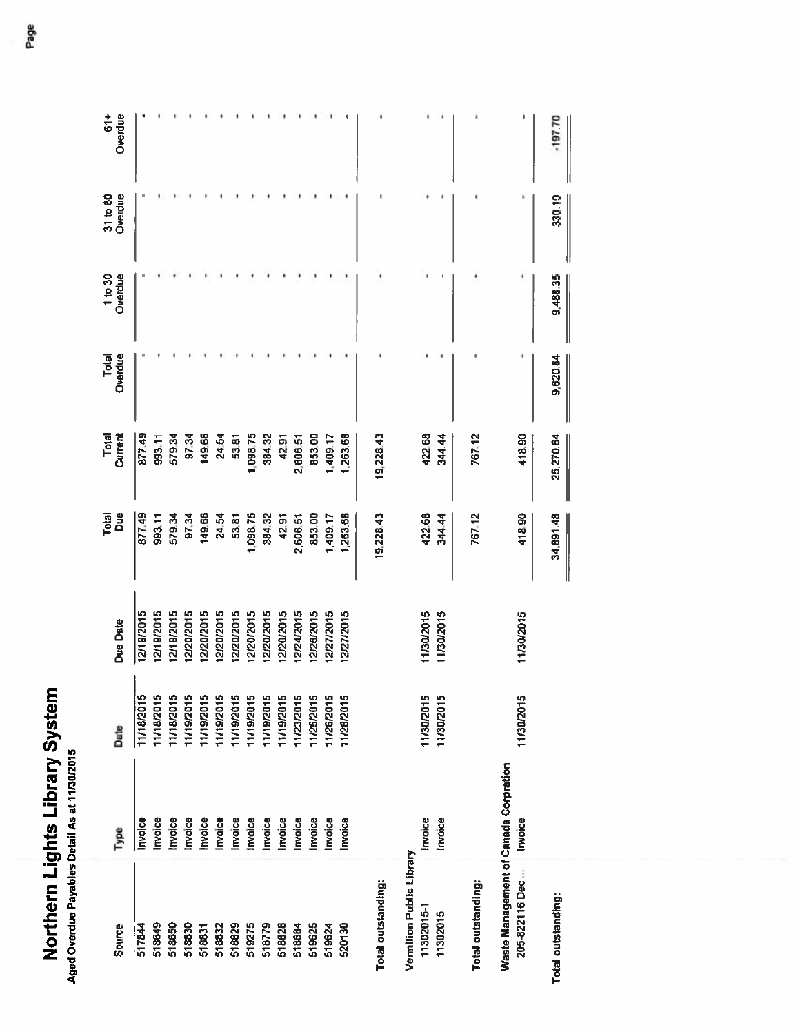# Northern Lights Library System

**Aged Overdue Payables Detail As at 11/30/2015**

| Source | Type | Date | Due Date | Total Due | Total Current | Total Overdue | 1 to 30 Overdue | 31 to 60 Overdue | 61+ Overdue |
|---|---|---|---|---|---|---|---|---|---|
| 517844 | Invoice | 11/18/2015 | 12/19/2015 | 877.49 | 877.49 | - | - | - | - |
| 518649 | Invoice | 11/18/2015 | 12/19/2015 | 993.11 | 993.11 | - | - | - | - |
| 518650 | Invoice | 11/18/2015 | 12/19/2015 | 579.34 | 579.34 | - | - | - | - |
| 518830 | Invoice | 11/19/2015 | 12/20/2015 | 97.34 | 97.34 | - | - | - | - |
| 518831 | Invoice | 11/19/2015 | 12/20/2015 | 149.66 | 149.66 | - | - | - | - |
| 518832 | Invoice | 11/19/2015 | 12/20/2015 | 24.54 | 24.54 | - | - | - | - |
| 518829 | Invoice | 11/19/2015 | 12/20/2015 | 53.81 | 53.81 | - | - | - | - |
| 519275 | Invoice | 11/19/2015 | 12/20/2015 | 1,098.75 | 1,098.75 | - | - | - | - |
| 518779 | Invoice | 11/19/2015 | 12/20/2015 | 384.32 | 384.32 | - | - | - | - |
| 518828 | Invoice | 11/19/2015 | 12/20/2015 | 42.91 | 42.91 | - | - | - | - |
| 518684 | Invoice | 11/23/2015 | 12/24/2015 | 2,606.51 | 2,606.51 | - | - | - | - |
| 519625 | Invoice | 11/25/2015 | 12/26/2015 | 853.00 | 853.00 | - | - | - | - |
| 519624 | Invoice | 11/26/2015 | 12/27/2015 | 1,409.17 | 1,409.17 | - | - | - | - |
| 520130 | Invoice | 11/26/2015 | 12/27/2015 | 1,263.68 | 1,263.68 | - | - | - | - |
| **Total outstanding:** | | | | 19,228.43 | 19,228.43 | - | - | - | - |
| **Vermilion Public Library** | | | | | | | | | |
| 11302015-1 | Invoice | 11/30/2015 | 11/30/2015 | 422.68 | 422.68 | - | - | - | - |
| 11302015 | Invoice | 11/30/2015 | 11/30/2015 | 344.44 | 344.44 | - | - | - | - |
| **Total outstanding:** | | | | 767.12 | 767.12 | - | - | - | - |
| **Waste Management of Canada Corpration** | | | | | | | | | |
| 205-822116 Dec... | Invoice | 11/30/2015 | 11/30/2015 | 418.90 | 418.90 | - | - | - | - |
| **Total outstanding:** | | | | 34,891.48 | 25,270.64 | 9,620.84 | 9,488.35 | 330.19 | -197.70 |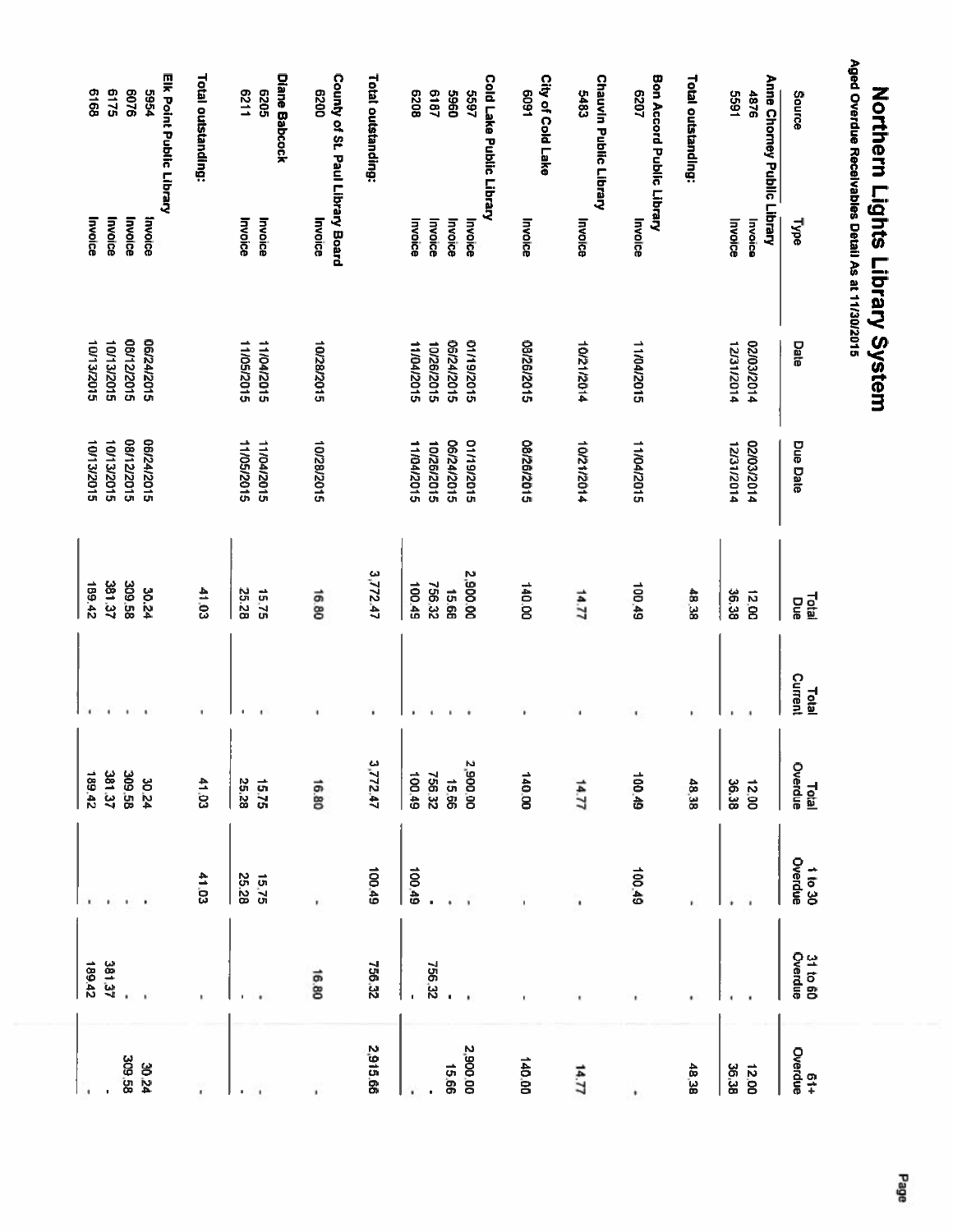# Northern Lights Library System

**Aged Overdue Receivables Detail As at 11/30/2015**

| Source | Type | Date | Due Date | Total Due | Total Current | Total Overdue | 1 to 30 Overdue | 31 to 60 Overdue | 61+ Overdue |
|---|---|---|---|---|---|---|---|---|---|
| **Anne Chorney Public Library** | | | | | | | | | |
| 4876 | Invoice | 02/03/2014 | 02/03/2014 | 12.00 | - | 12.00 | - | - | 12.00 |
| 5591 | Invoice | 12/31/2014 | 12/31/2014 | 36.38 | - | 36.38 | - | - | 36.38 |
| **Total outstanding:** | | | | 48.38 | - | 48.38 | - | - | 48.38 |
| **Bon Accord Public Library** | | | | | | | | | |
| 6207 | Invoice | 11/04/2015 | 11/04/2015 | 100.49 | - | 100.49 | 100.49 | - | - |
| **Chauvin Public Library** | | | | | | | | | |
| 5483 | Invoice | 10/21/2014 | 10/21/2014 | 14.77 | - | 14.77 | - | - | 14.77 |
| **City of Cold Lake** | | | | | | | | | |
| 6091 | Invoice | 08/26/2015 | 08/26/2015 | 140.00 | - | 140.00 | - | - | 140.00 |
| **Cold Lake Public Library** | | | | | | | | | |
| 5597 | Invoice | 01/19/2015 | 01/19/2015 | 2,900.00 | - | 2,900.00 | - | - | 2,900.00 |
| 5960 | Invoice | 06/24/2015 | 06/24/2015 | 15.66 | - | 15.66 | - | - | 15.66 |
| 6187 | Invoice | 10/26/2015 | 10/26/2015 | 756.32 | - | 756.32 | - | 756.32 | - |
| 6208 | Invoice | 11/04/2015 | 11/04/2015 | 100.49 | - | 100.49 | 100.49 | - | - |
| **Total outstanding:** | | | | 3,772.47 | - | 3,772.47 | 100.49 | 756.32 | 2,915.66 |
| **County of St. Paul Library Board** | | | | | | | | | |
| 6200 | Invoice | 10/28/2015 | 10/28/2015 | 16.80 | - | 16.80 | - | 16.80 | - |
| **Diane Babcock** | | | | | | | | | |
| 6205 | Invoice | 11/04/2015 | 11/04/2015 | 15.75 | - | 15.75 | 15.75 | - | - |
| 6211 | Invoice | 11/05/2015 | 11/05/2015 | 25.28 | - | 25.28 | 25.28 | - | - |
| **Total outstanding:** | | | | 41.03 | - | 41.03 | 41.03 | - | - |
| **Elk Point Public Library** | | | | | | | | | |
| 5954 | Invoice | 06/24/2015 | 06/24/2015 | 30.24 | - | 30.24 | - | - | 30.24 |
| 6076 | Invoice | 08/12/2015 | 08/12/2015 | 309.58 | - | 309.58 | - | - | 309.58 |
| 6175 | Invoice | 10/13/2015 | 10/13/2015 | 381.37 | - | 381.37 | - | 381.37 | - |
| 6168 | Invoice | 10/13/2015 | 10/13/2015 | 189.42 | - | 189.42 | - | 189.42 | - |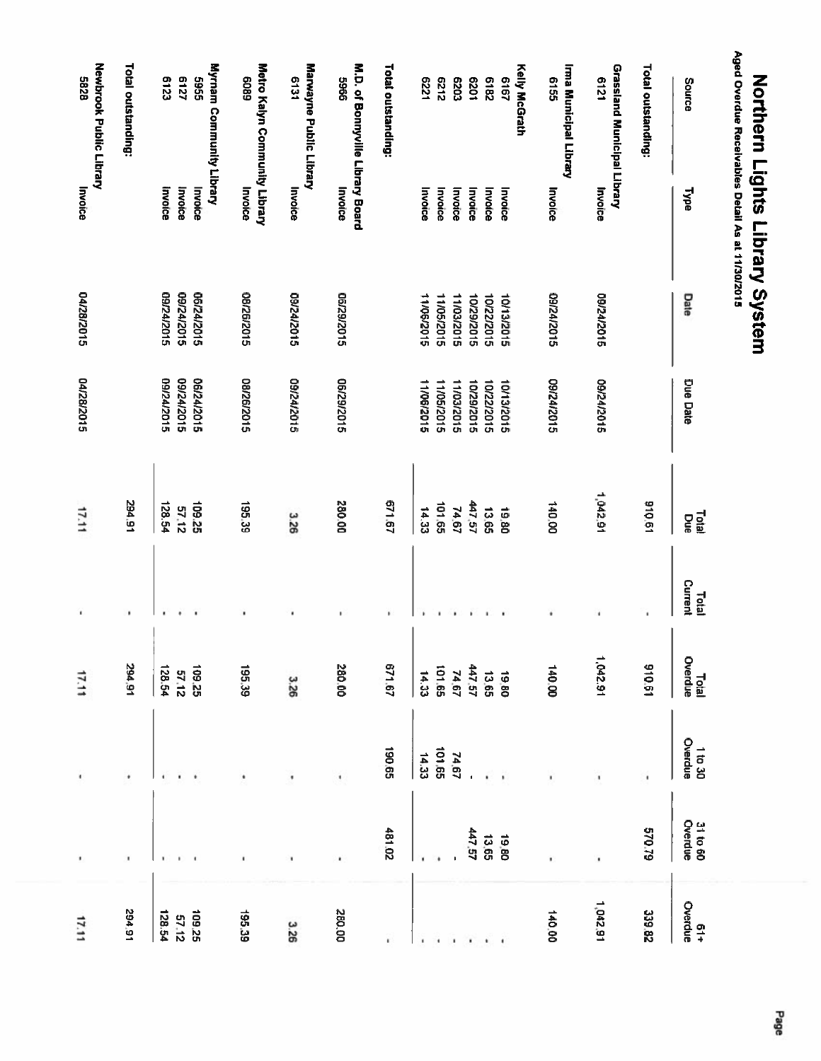# Northern Lights Library System

Aged Overdue Receivables Detail As at 11/30/2015

| Source | Type | Date | Due Date | Total Due | Total Current | Total Overdue | 1 to 30 Overdue | 31 to 60 Overdue | 61+ Overdue |
|---|---|---|---|---|---|---|---|---|---|
| Total outstanding: | | | | 910.61 | - | 910.61 | - | 570.79 | 339.82 |
| **Grassland Municipal Library** | | | | | | | | | |
| 6121 | Invoice | 09/24/2015 | 09/24/2015 | 1,042.91 | - | 1,042.91 | - | - | 1,042.91 |
| **Irma Municipal Library** | | | | | | | | | |
| 6155 | Invoice | 09/24/2015 | 09/24/2015 | 140.00 | - | 140.00 | - | - | 140.00 |
| **Kelly McGrath** | | | | | | | | | |
| 6167 | Invoice | 10/13/2015 | 10/13/2015 | 19.80 | - | 19.80 | - | 19.80 | - |
| 6182 | Invoice | 10/22/2015 | 10/22/2015 | 13.65 | - | 13.65 | - | 13.65 | - |
| 6201 | Invoice | 10/29/2015 | 10/29/2015 | 447.57 | - | 447.57 | - | 447.57 | - |
| 6203 | Invoice | 11/03/2015 | 11/03/2015 | 74.67 | - | 74.67 | 74.67 | - | - |
| 6212 | Invoice | 11/05/2015 | 11/05/2015 | 101.65 | - | 101.65 | 101.65 | - | - |
| 6221 | Invoice | 11/06/2015 | 11/06/2015 | 14.33 | - | 14.33 | 14.33 | - | - |
| Total outstanding: | | | | 671.67 | - | 671.67 | 190.65 | 481.02 | - |
| **M.D. of Bonnyville Library Board** | | | | | | | | | |
| 5966 | Invoice | 06/29/2015 | 06/29/2015 | 280.00 | - | 280.00 | - | - | 280.00 |
| **Marwayne Public Library** | | | | | | | | | |
| 6131 | Invoice | 09/24/2015 | 09/24/2015 | 3.26 | - | 3.26 | - | - | 3.26 |
| **Metro Kalyn Community Library** | | | | | | | | | |
| 6089 | Invoice | 08/26/2015 | 08/26/2015 | 195.39 | - | 195.39 | - | - | 195.39 |
| **Myrnam Community Library** | | | | | | | | | |
| 5955 | Invoice | 06/24/2015 | 06/24/2015 | 109.25 | - | 109.25 | - | - | 109.25 |
| 6127 | Invoice | 09/24/2015 | 09/24/2015 | 57.12 | - | 57.12 | - | - | 57.12 |
| 6123 | Invoice | 09/24/2015 | 09/24/2015 | 128.54 | - | 128.54 | - | - | 128.54 |
| Total outstanding: | | | | 294.91 | - | 294.91 | - | - | 294.91 |
| **Newbrook Public Library** | | | | | | | | | |
| 5828 | Invoice | 04/28/2015 | 04/28/2015 | 17.11 | - | 17.11 | - | - | 17.11 |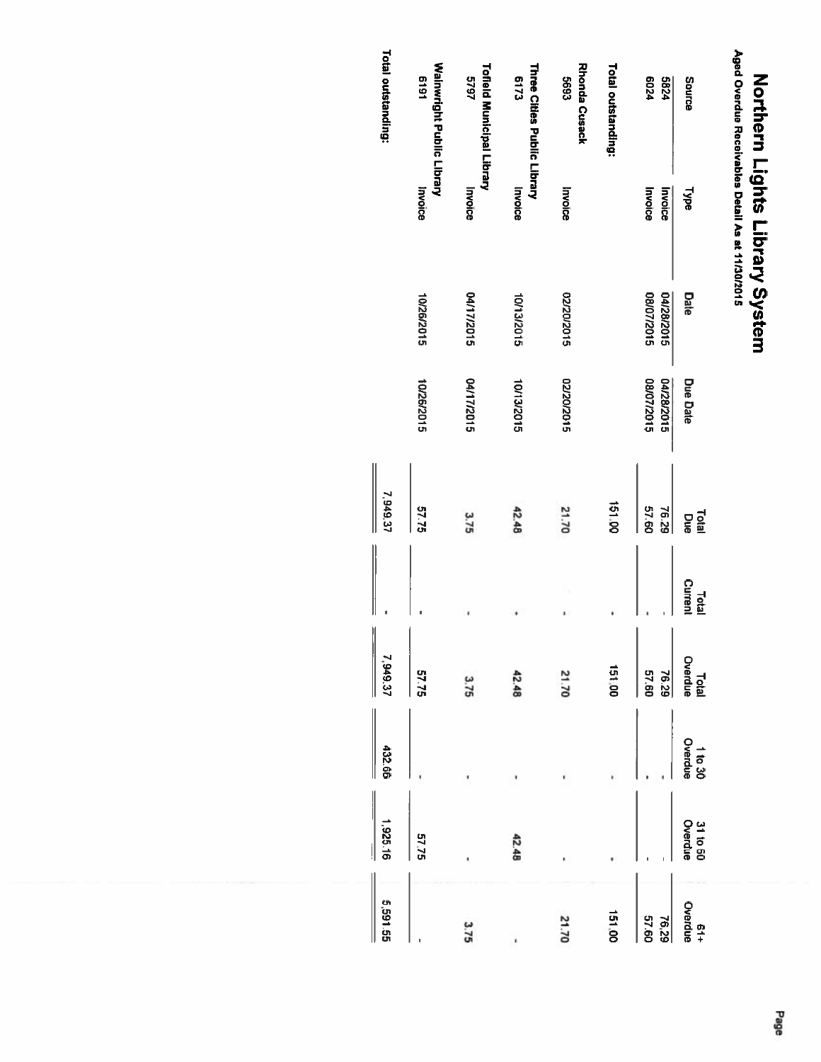# Northern Lights Library System

**Aged Overdue Receivables Detail As at 11/30/2015**

| Source | Type | Date | Due Date | Total Due | Total Current | Total Overdue | 1 to 30 Overdue | 31 to 60 Overdue | 61+ Overdue |
|---|---|---|---|---|---|---|---|---|---|
| 5824 | Invoice | 04/28/2015 | 04/28/2015 | 76.29 | - | 76.29 | - | | 76.29 |
| 6024 | Invoice | 08/07/2015 | 08/07/2015 | 57.60 | - | 57.60 | - | - | 57.60 |
| **Total outstanding:** | | | | 151.00 | - | 151.00 | - | - | 151.00 |
| **Rhonda Cusack** | | | | | | | | | |
| 5693 | Invoice | 02/20/2015 | 02/20/2015 | 21.70 | - | 21.70 | - | - | 21.70 |
| **Three Cities Public Library** | | | | | | | | | |
| 6173 | Invoice | 10/13/2015 | 10/13/2015 | 42.48 | - | 42.48 | - | 42.48 | - |
| **Tofield Municipal Library** | | | | | | | | | |
| 5797 | Invoice | 04/17/2015 | 04/17/2015 | 3.75 | - | 3.75 | - | - | 3.75 |
| **Wainwright Public Library** | | | | | | | | | |
| 6191 | Invoice | 10/26/2015 | 10/26/2015 | 57.75 | - | 57.75 | - | 57.75 | - |
| **Total outstanding:** | | | | 7,949.37 | - | 7,949.37 | 432.66 | 1,925.16 | 5,591.55 |